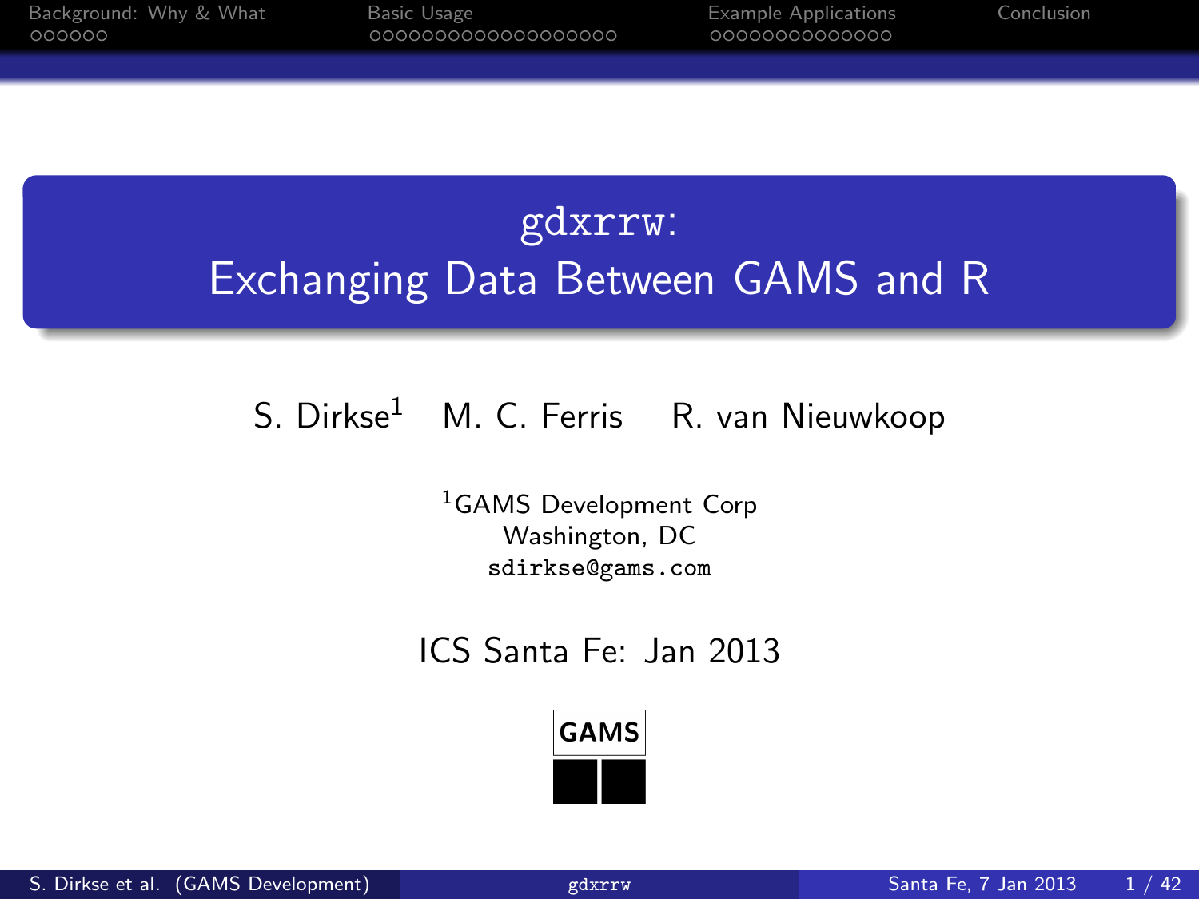# gdxrrw: Exchanging Data Between GAMS and R

S. Dirkse[1]  M. C. Ferris  R. van Nieuwkoop

[1]GAMS Development Corp
Washington, DC
sdirkse@gams.com

ICS Santa Fe: Jan 2013

GAMS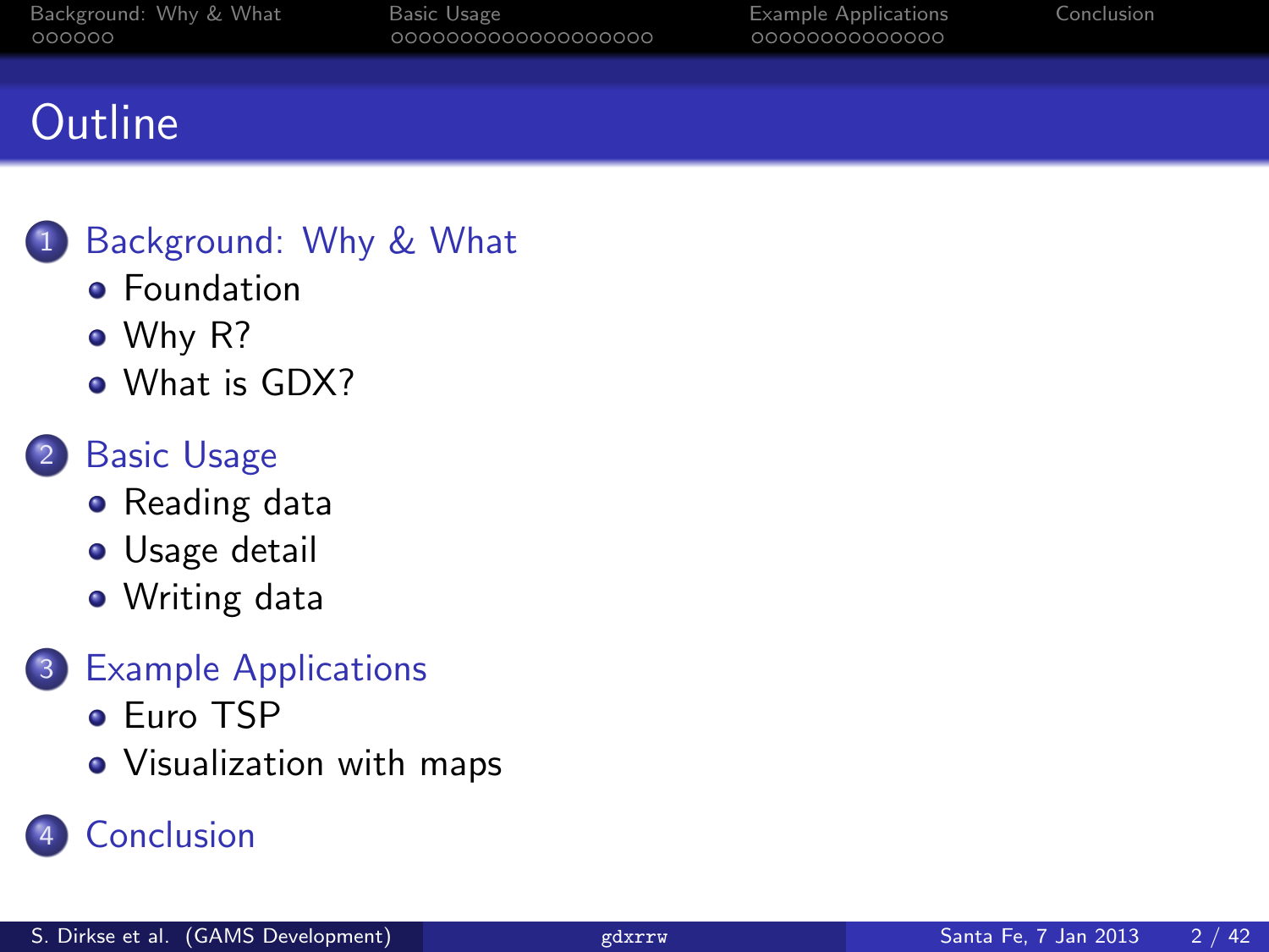# Outline

1. Background: Why & What
   - Foundation
   - Why R?
   - What is GDX?
2. Basic Usage
   - Reading data
   - Usage detail
   - Writing data
3. Example Applications
   - Euro TSP
   - Visualization with maps
4. Conclusion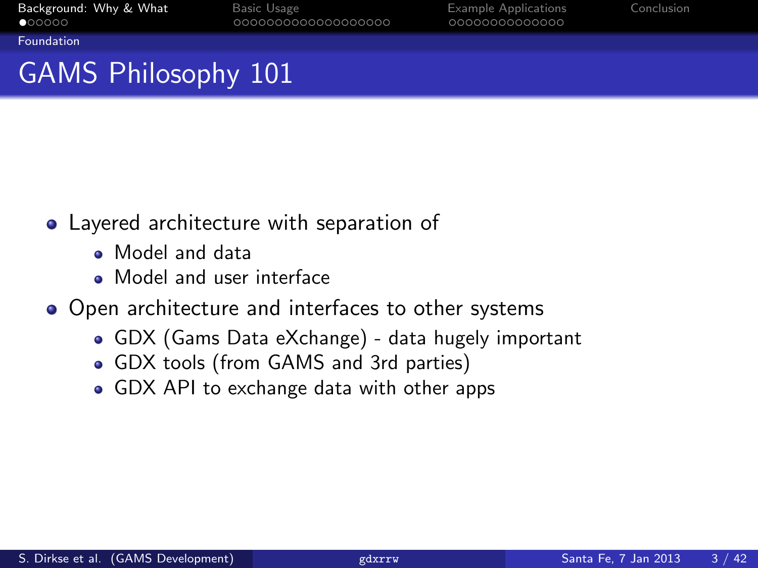# GAMS Philosophy 101

- Layered architecture with separation of
  - Model and data
  - Model and user interface
- Open architecture and interfaces to other systems
  - GDX (Gams Data eXchange) - data hugely important
  - GDX tools (from GAMS and 3rd parties)
  - GDX API to exchange data with other apps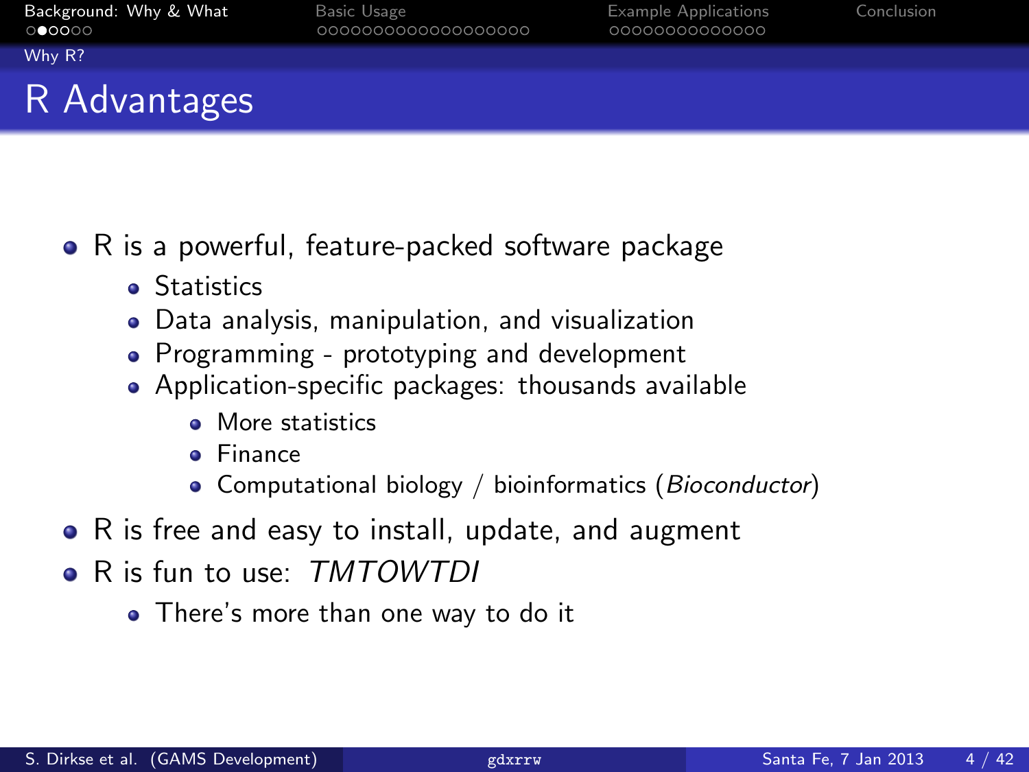# R Advantages

- R is a powerful, feature-packed software package
  - Statistics
  - Data analysis, manipulation, and visualization
  - Programming - prototyping and development
  - Application-specific packages: thousands available
    - More statistics
    - Finance
    - Computational biology / bioinformatics (*Bioconductor*)
- R is free and easy to install, update, and augment
- R is fun to use: *TMTOWTDI*
  - There's more than one way to do it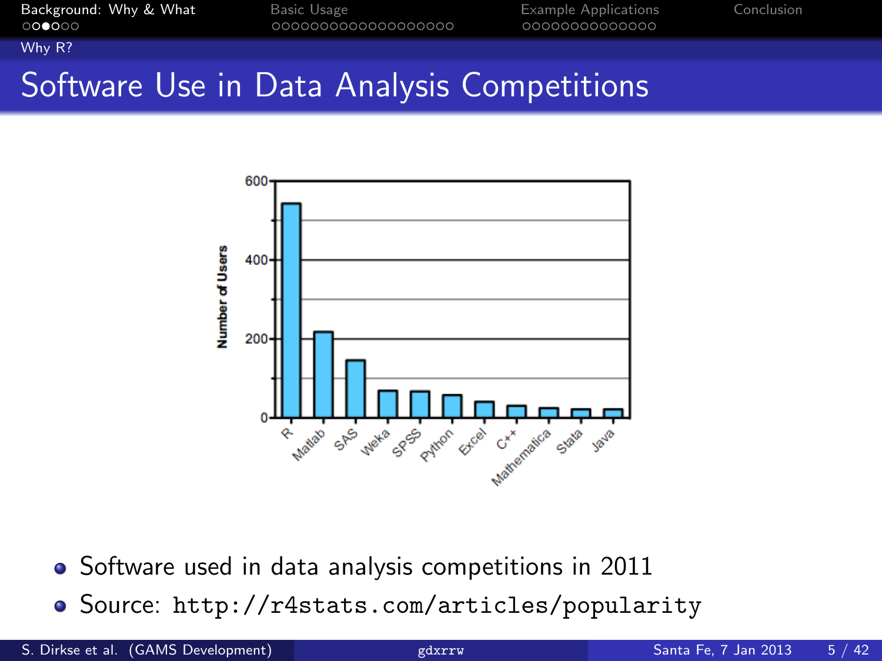# Software Use in Data Analysis Competitions

- Software used in data analysis competitions in 2011
- Source: `http://r4stats.com/articles/popularity`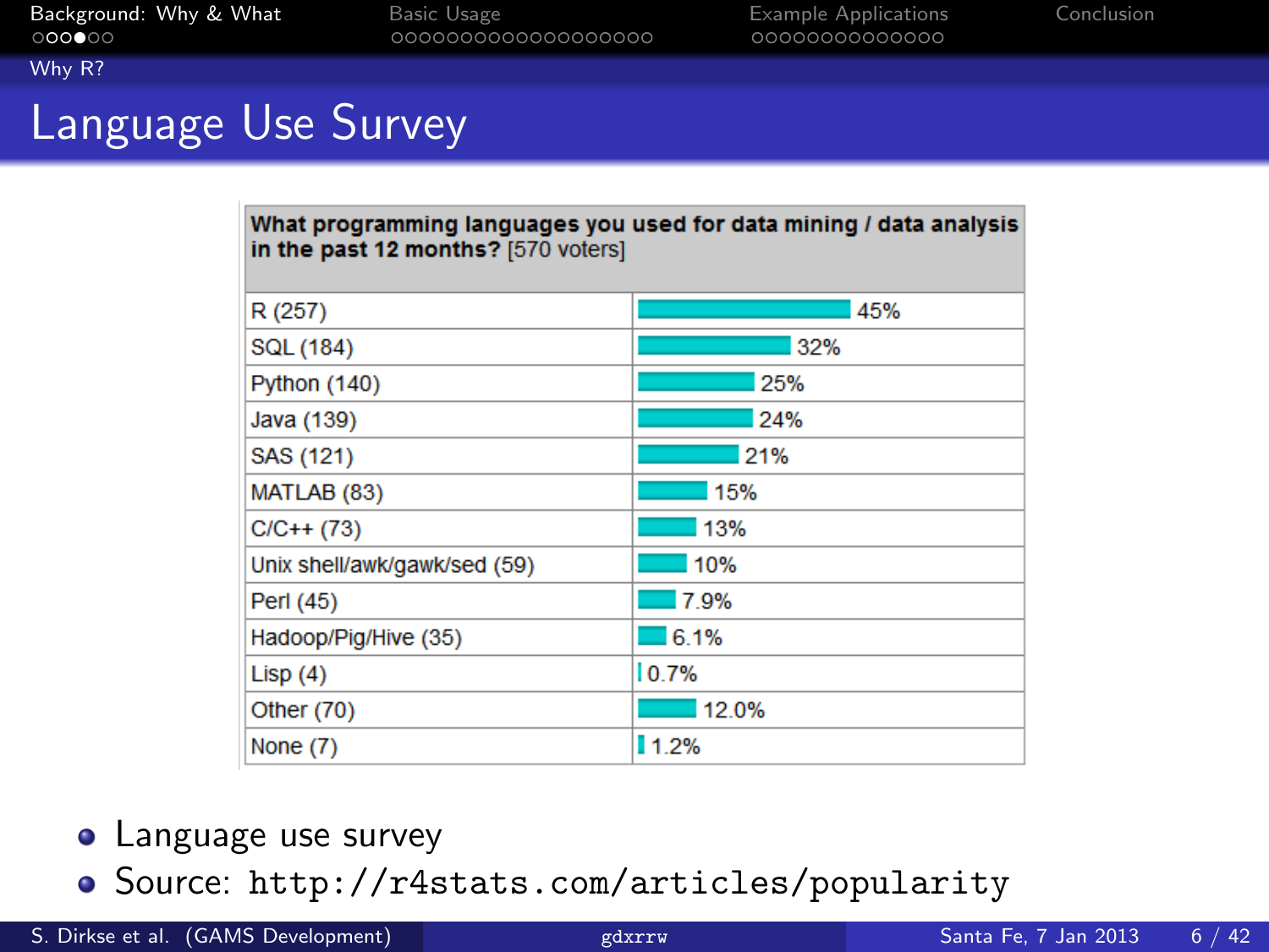# Language Use Survey

| What programming languages you used for data mining / data analysis in the past 12 months? [570 voters] | |
|---|---|
| R (257) | 45% |
| SQL (184) | 32% |
| Python (140) | 25% |
| Java (139) | 24% |
| SAS (121) | 21% |
| MATLAB (83) | 15% |
| C/C++ (73) | 13% |
| Unix shell/awk/gawk/sed (59) | 10% |
| Perl (45) | 7.9% |
| Hadoop/Pig/Hive (35) | 6.1% |
| Lisp (4) | 0.7% |
| Other (70) | 12.0% |
| None (7) | 1.2% |

- Language use survey
- Source: `http://r4stats.com/articles/popularity`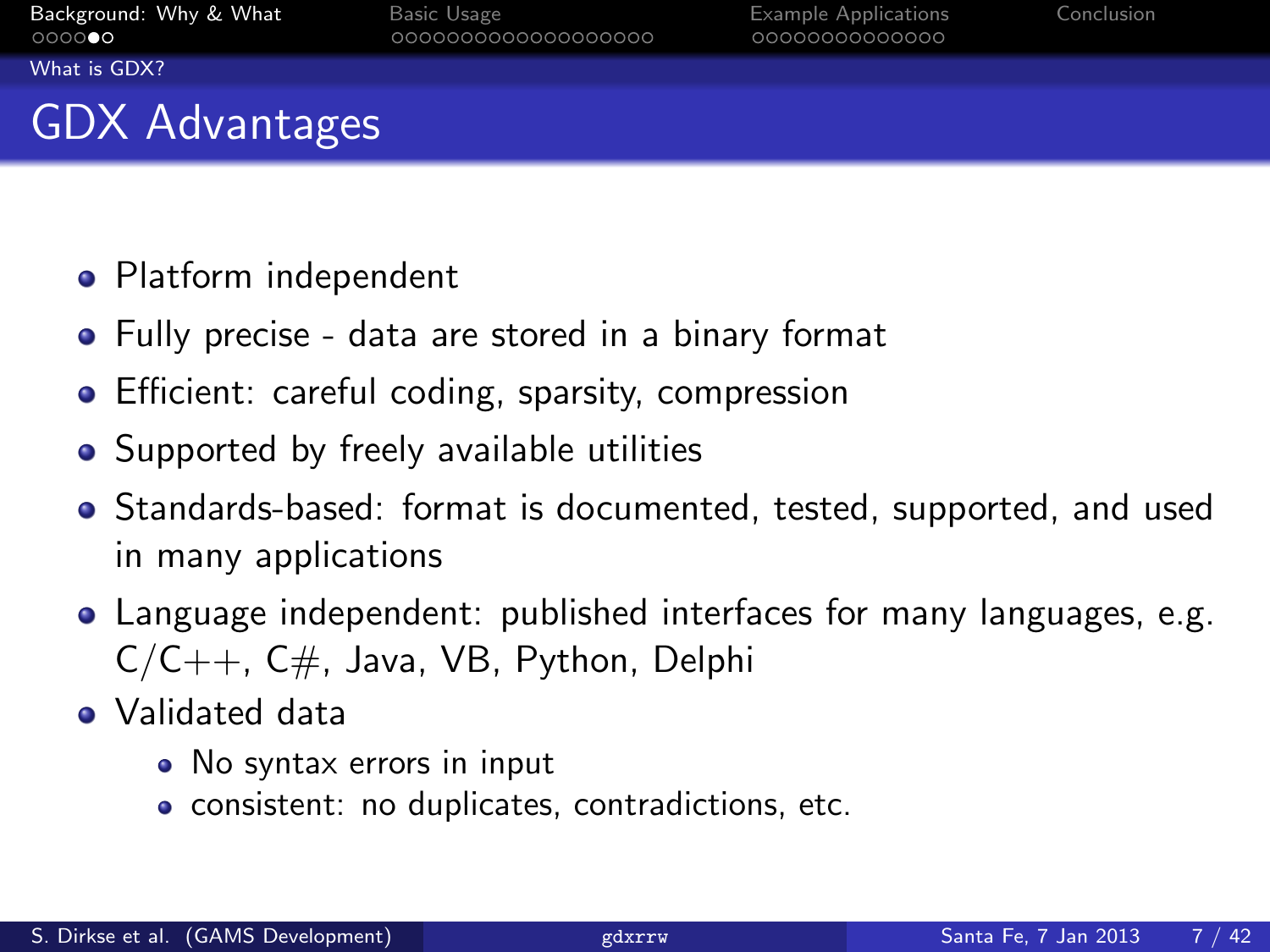# GDX Advantages

- Platform independent
- Fully precise - data are stored in a binary format
- Efficient: careful coding, sparsity, compression
- Supported by freely available utilities
- Standards-based: format is documented, tested, supported, and used in many applications
- Language independent: published interfaces for many languages, e.g. C/C++, C#, Java, VB, Python, Delphi
- Validated data
  - No syntax errors in input
  - consistent: no duplicates, contradictions, etc.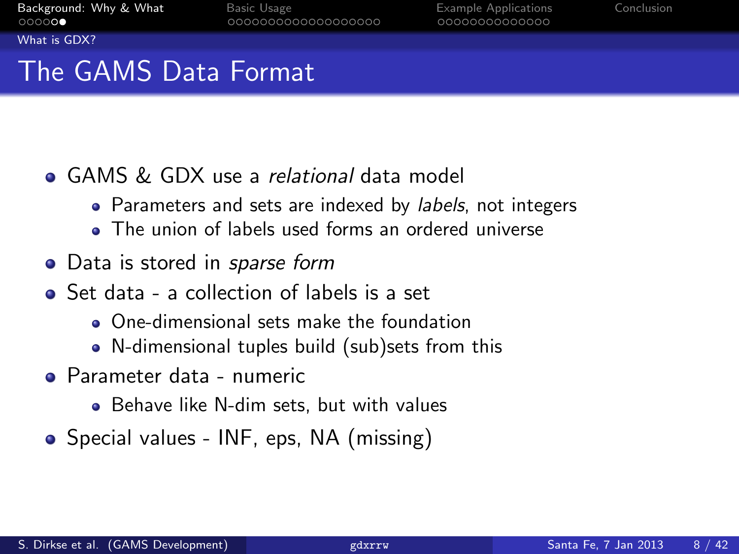# The GAMS Data Format

- GAMS & GDX use a *relational* data model
  - Parameters and sets are indexed by *labels*, not integers
  - The union of labels used forms an ordered universe
- Data is stored in *sparse form*
- Set data - a collection of labels is a set
  - One-dimensional sets make the foundation
  - N-dimensional tuples build (sub)sets from this
- Parameter data - numeric
  - Behave like N-dim sets, but with values
- Special values - INF, eps, NA (missing)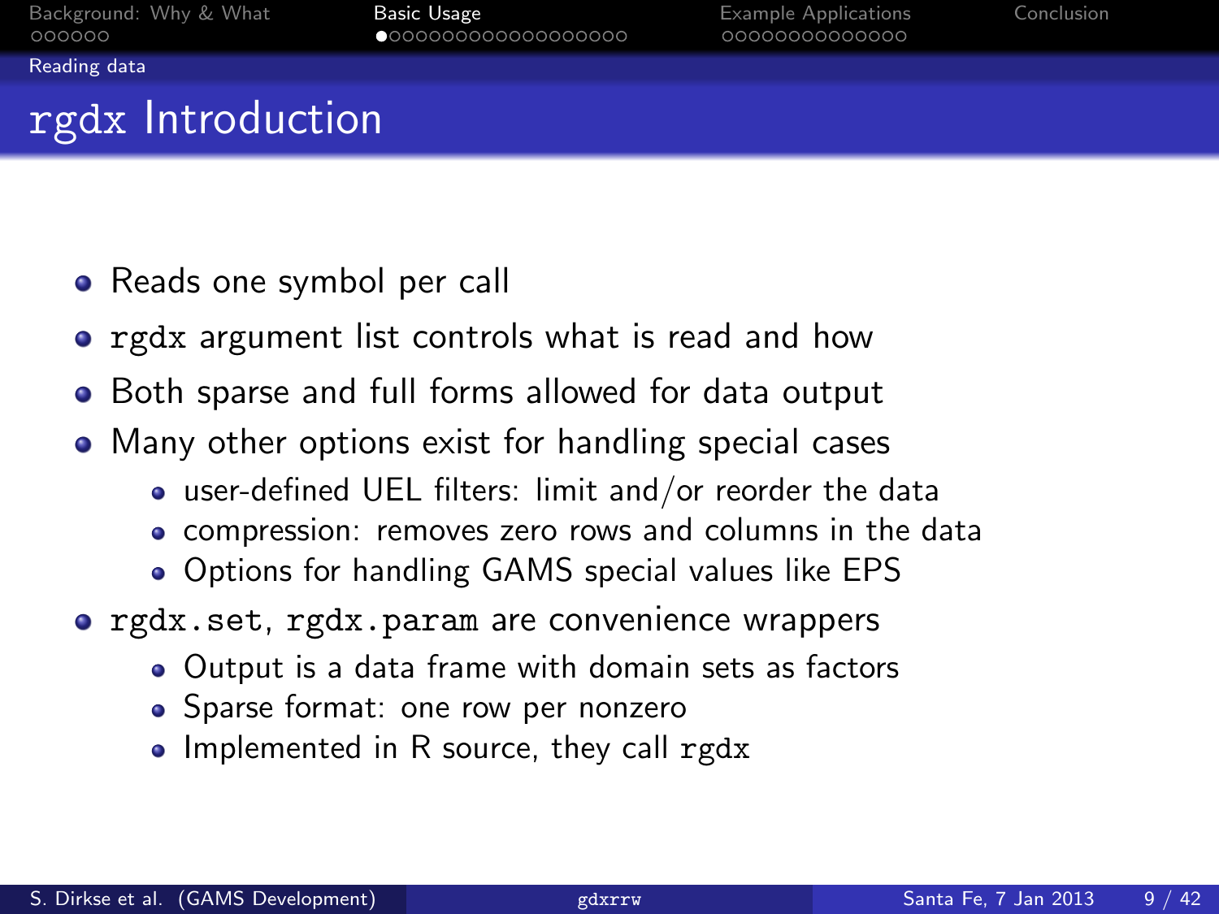# rgdx Introduction

- Reads one symbol per call
- `rgdx` argument list controls what is read and how
- Both sparse and full forms allowed for data output
- Many other options exist for handling special cases
  - user-defined UEL filters: limit and/or reorder the data
  - compression: removes zero rows and columns in the data
  - Options for handling GAMS special values like EPS
- `rgdx.set`, `rgdx.param` are convenience wrappers
  - Output is a data frame with domain sets as factors
  - Sparse format: one row per nonzero
  - Implemented in R source, they call `rgdx`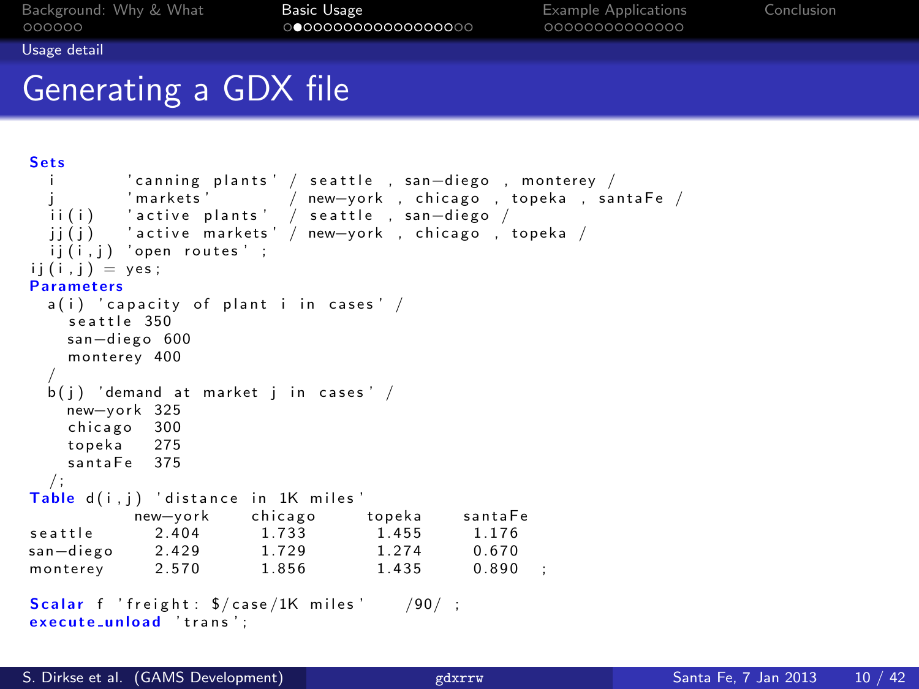# Generating a GDX file

```
Sets
  i       'canning plants' / seattle , san-diego , monterey /
  j       'markets'        / new-york , chicago , topeka , santaFe /
  ii(i)   'active plants'  / seattle , san-diego /
  jj(j)   'active markets' / new-york , chicago , topeka /
  ij(i,j) 'open routes' ;
ij(i,j) = yes;
Parameters
  a(i) 'capacity of plant i in cases' /
    seattle 350
    san-diego 600
    monterey 400
  /
  b(j) 'demand at market j in cases' /
    new-york 325
    chicago   300
    topeka    275
    santaFe   375
  /;
Table d(i,j) 'distance in 1K miles'
           new-york     chicago      topeka     santaFe
seattle      2.404       1.733        1.455      1.176
san-diego    2.429       1.729        1.274      0.670
monterey     2.570       1.856        1.435      0.890   ;

Scalar f 'freight: $/case/1K miles'    /90/ ;
execute_unload 'trans';
```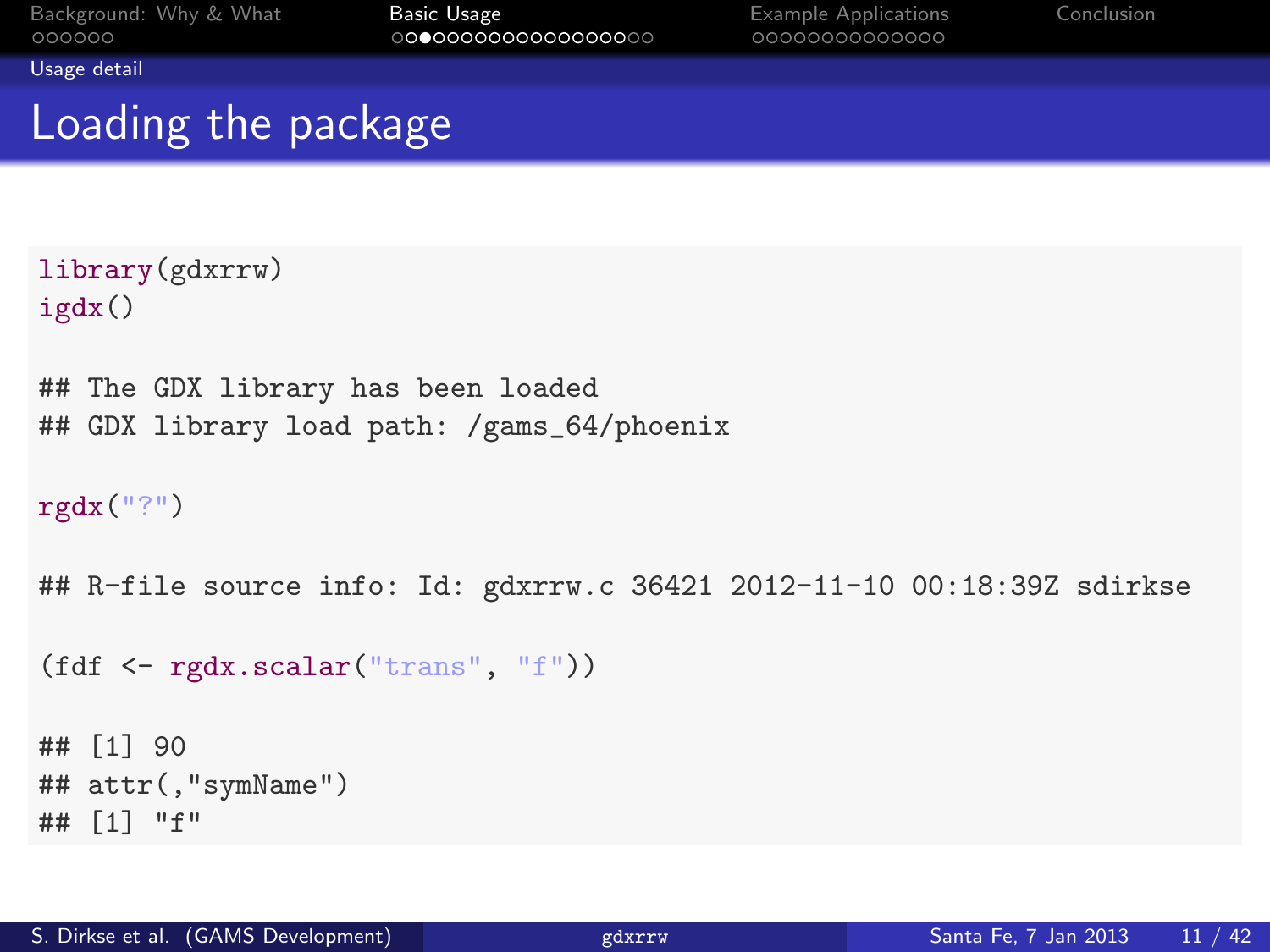Usage detail

# Loading the package

```
library(gdxrrw)
igdx()

## The GDX library has been loaded
## GDX library load path: /gams_64/phoenix

rgdx("?")

## R-file source info: Id: gdxrrw.c 36421 2012-11-10 00:18:39Z sdirkse

(fdf <- rgdx.scalar("trans", "f"))

## [1] 90
## attr(,"symName")
## [1] "f"
```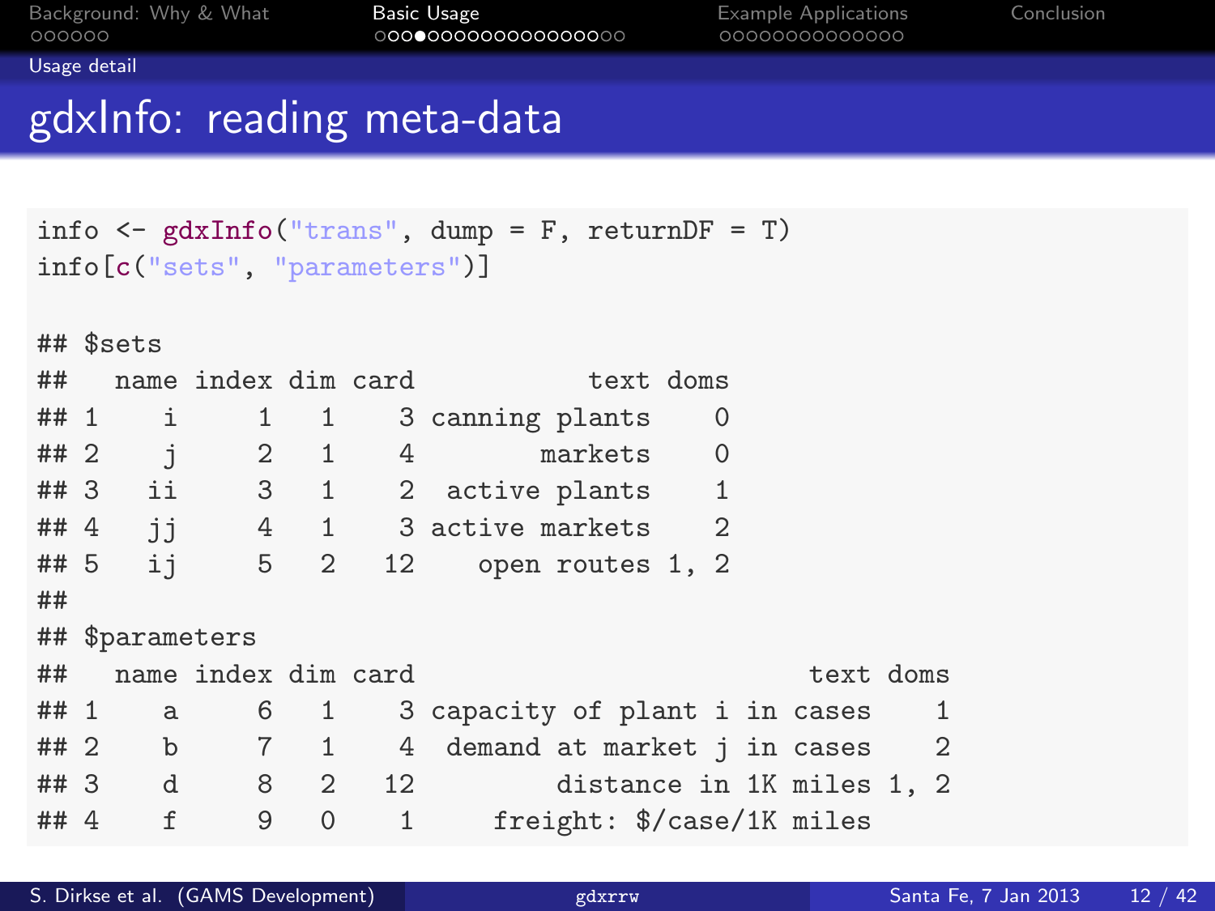# gdxInfo: reading meta-data

```
info <- gdxInfo("trans", dump = F, returnDF = T)
info[c("sets", "parameters")]

## $sets
##   name index dim card           text doms
## 1    i     1   1    3 canning plants    0
## 2    j     2   1    4        markets    0
## 3   ii     3   1    2  active plants    1
## 4   jj     4   1    3 active markets    2
## 5   ij     5   2   12    open routes 1, 2
##
## $parameters
##   name index dim card                         text doms
## 1    a     6   1    3 capacity of plant i in cases    1
## 2    b     7   1    4  demand at market j in cases    2
## 3    d     8   2   12          distance in 1K miles 1, 2
## 4    f     9   0    1      freight: $/case/1K miles
```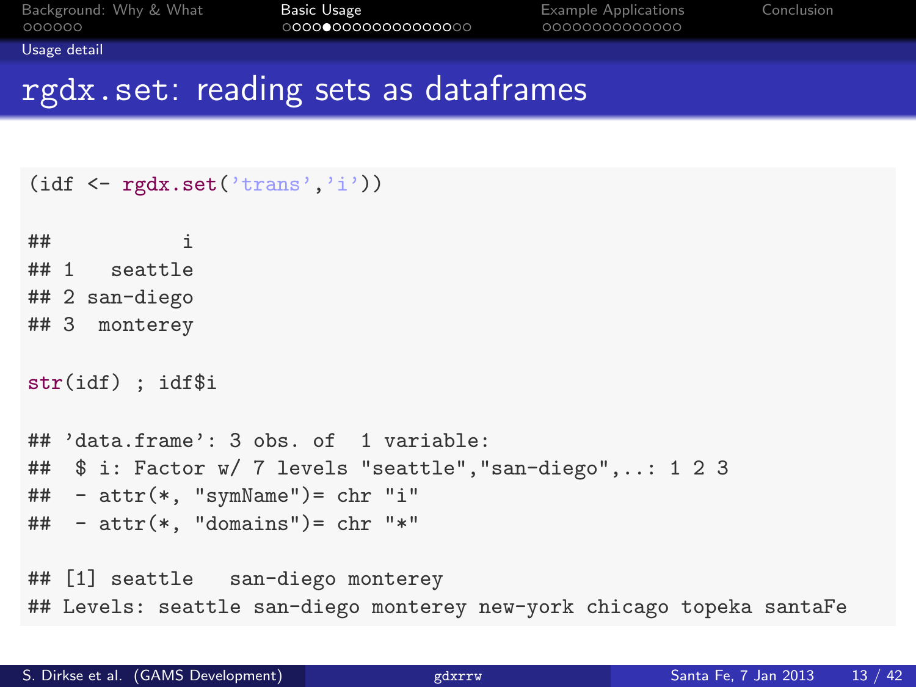# rgdx.set: reading sets as dataframes

```
(idf <- rgdx.set('trans','i'))

##           i
## 1   seattle
## 2 san-diego
## 3  monterey

str(idf) ; idf$i

## 'data.frame': 3 obs. of  1 variable:
##  $ i: Factor w/ 7 levels "seattle","san-diego",..: 1 2 3
##  - attr(*, "symName")= chr "i"
##  - attr(*, "domains")= chr "*"

## [1] seattle   san-diego monterey
## Levels: seattle san-diego monterey new-york chicago topeka santaFe
```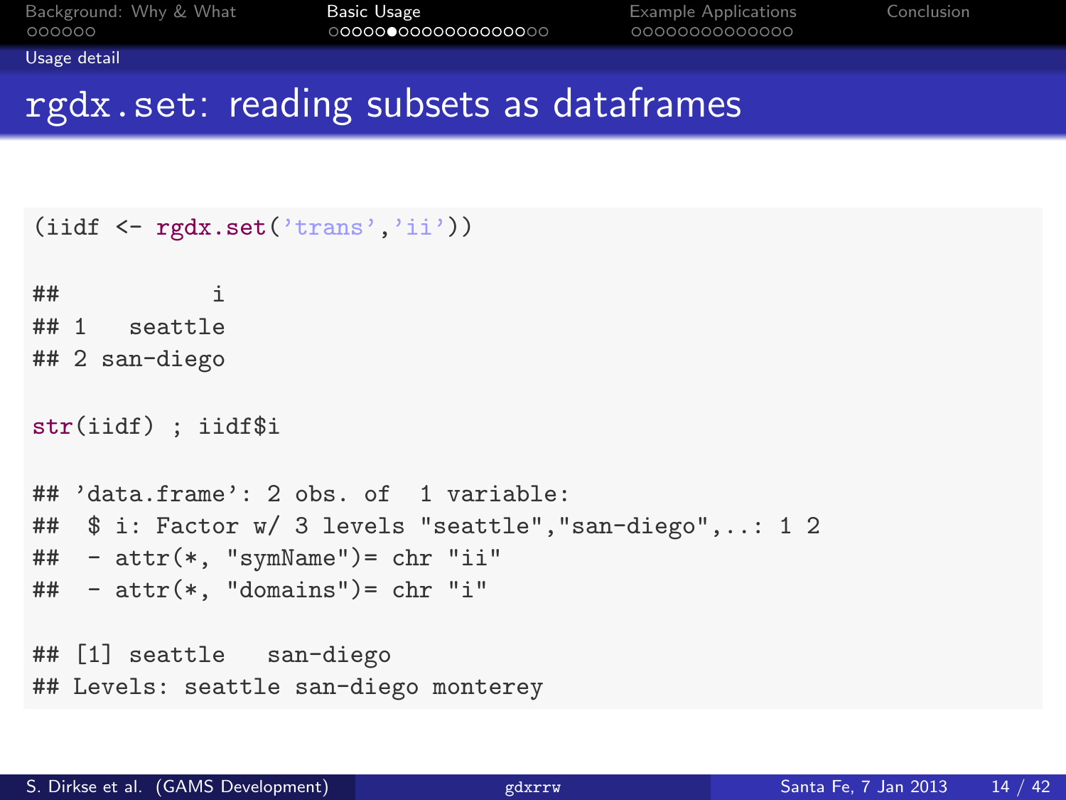Usage detail

# rgdx.set: reading subsets as dataframes

```
(iidf <- rgdx.set('trans','ii'))

##           i
## 1   seattle
## 2 san-diego

str(iidf) ; iidf$i

## 'data.frame': 2 obs. of  1 variable:
##  $ i: Factor w/ 3 levels "seattle","san-diego",..: 1 2
##  - attr(*, "symName")= chr "ii"
##  - attr(*, "domains")= chr "i"

## [1] seattle   san-diego
## Levels: seattle san-diego monterey
```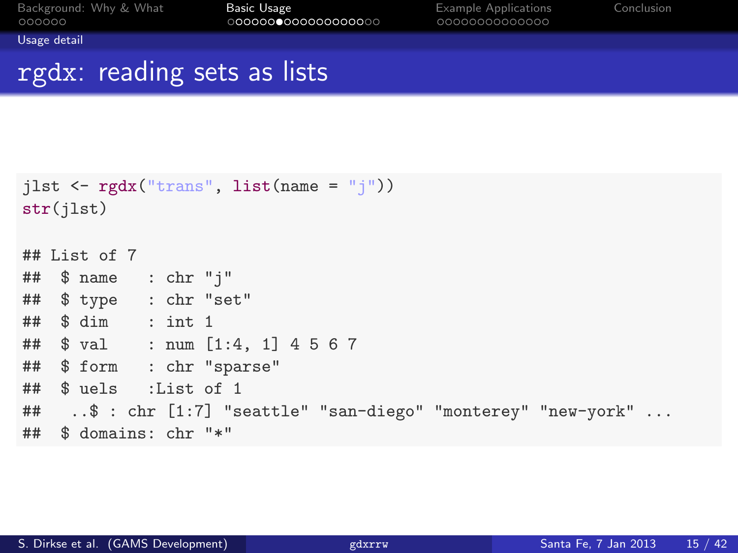# rgdx: reading sets as lists

```
jlst <- rgdx("trans", list(name = "j"))
str(jlst)

## List of 7
##  $ name   : chr "j"
##  $ type   : chr "set"
##  $ dim    : int 1
##  $ val    : num [1:4, 1] 4 5 6 7
##  $ form   : chr "sparse"
##  $ uels   :List of 1
##   ..$ : chr [1:7] "seattle" "san-diego" "monterey" "new-york" ...
##  $ domains: chr "*"
```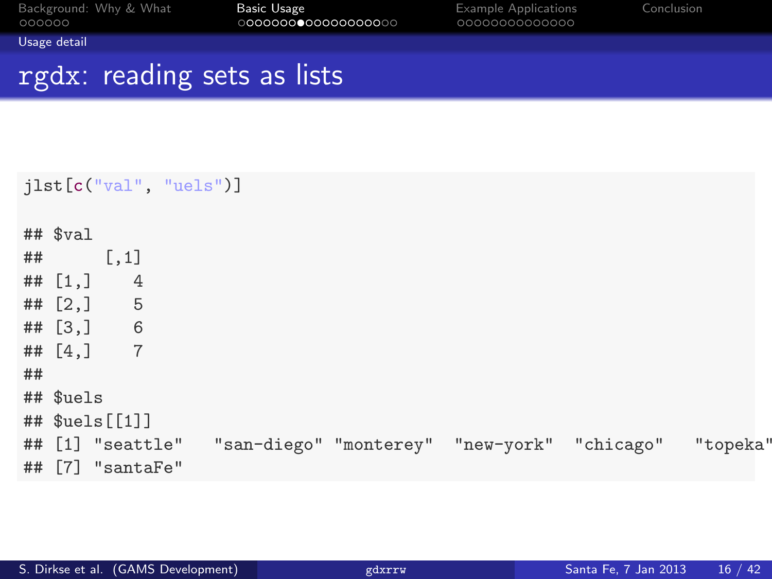# rgdx: reading sets as lists

```
jlst[c("val", "uels")]

## $val
##      [,1]
## [1,]    4
## [2,]    5
## [3,]    6
## [4,]    7
##
## $uels
## $uels[[1]]
## [1] "seattle"   "san-diego" "monterey"  "new-york"  "chicago"   "topeka"
## [7] "santaFe"
```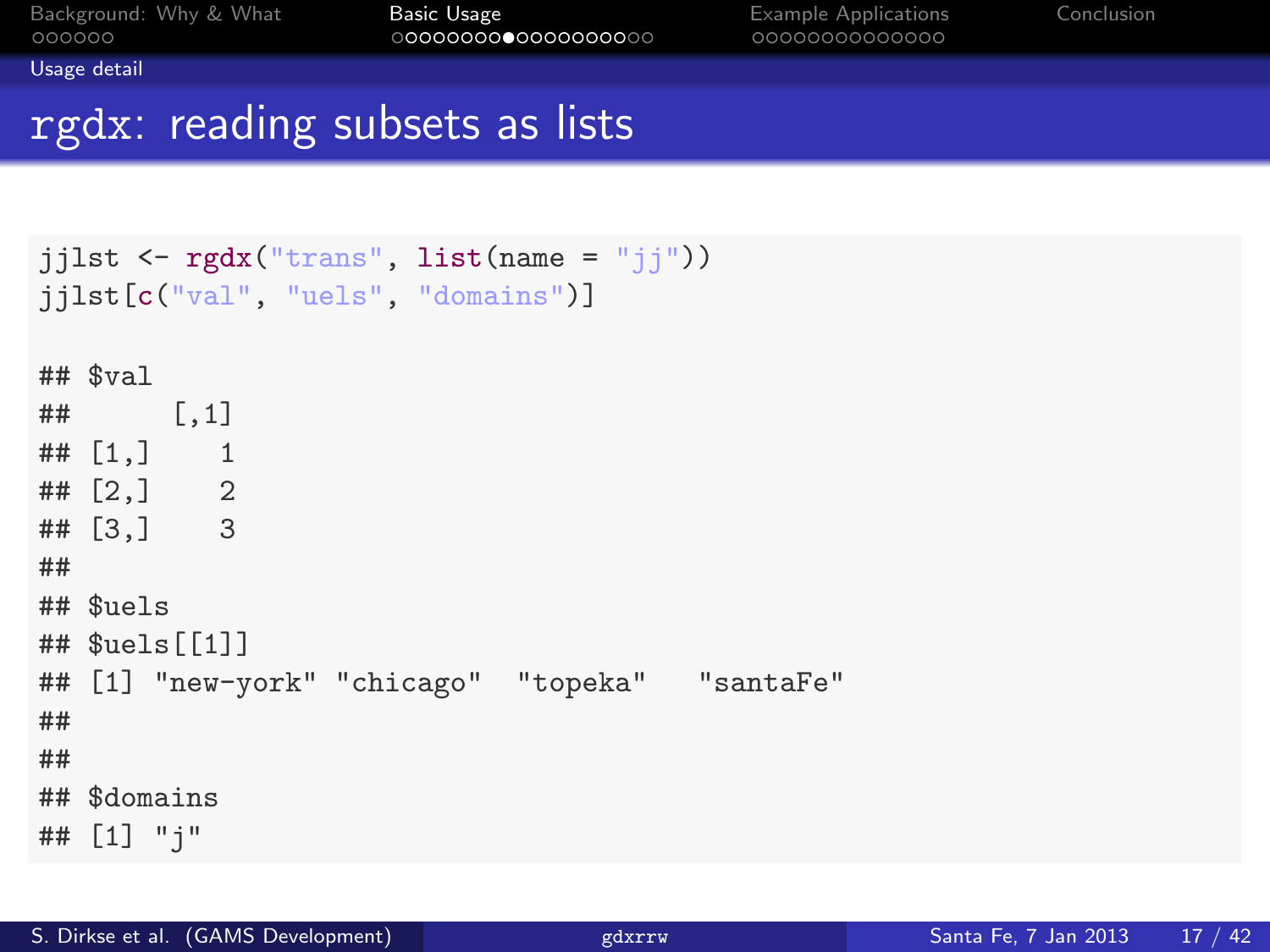# rgdx: reading subsets as lists

```
jjlst <- rgdx("trans", list(name = "jj"))
jjlst[c("val", "uels", "domains")]

## $val
##      [,1]
## [1,]    1
## [2,]    2
## [3,]    3
##
## $uels
## $uels[[1]]
## [1] "new-york" "chicago"  "topeka"   "santaFe"
##
##
## $domains
## [1] "j"
```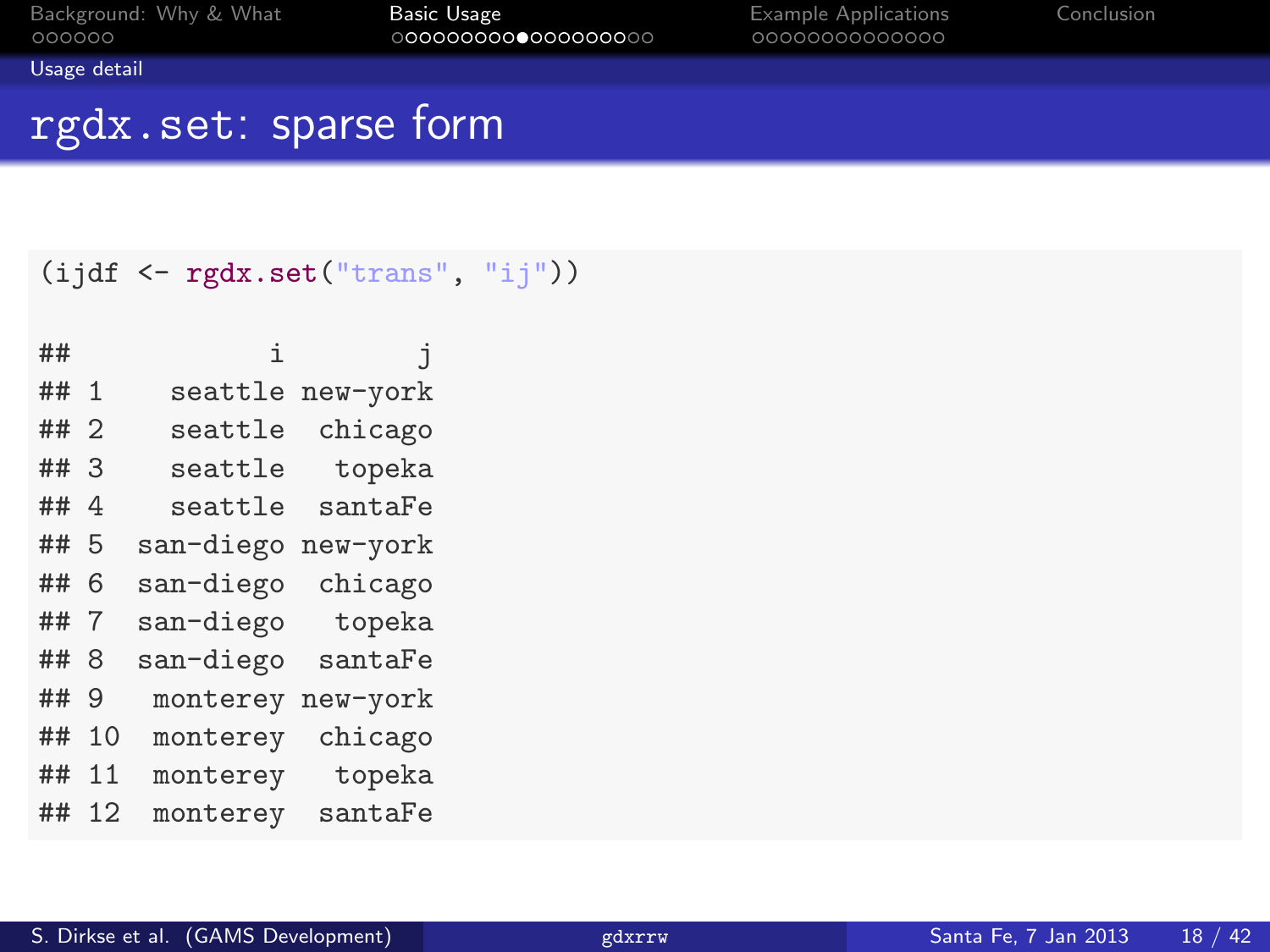# rgdx.set: sparse form

```
(ijdf <- rgdx.set("trans", "ij"))

##            i        j
## 1    seattle new-york
## 2    seattle  chicago
## 3    seattle   topeka
## 4    seattle  santaFe
## 5  san-diego new-york
## 6  san-diego  chicago
## 7  san-diego   topeka
## 8  san-diego  santaFe
## 9   monterey new-york
## 10  monterey  chicago
## 11  monterey   topeka
## 12  monterey  santaFe
```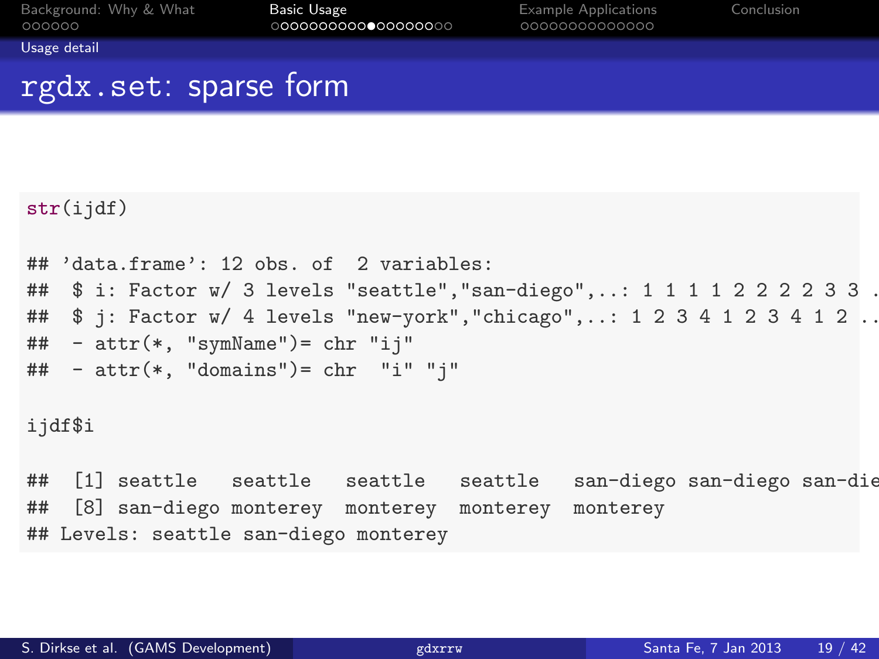## rgdx.set: sparse form

```
str(ijdf)

## 'data.frame': 12 obs. of  2 variables:
##  $ i: Factor w/ 3 levels "seattle","san-diego",..: 1 1 1 1 2 2 2 2 3 3 .
##  $ j: Factor w/ 4 levels "new-york","chicago",..: 1 2 3 4 1 2 3 4 1 2 ..
##  - attr(*, "symName")= chr "ij"
##  - attr(*, "domains")= chr  "i" "j"

ijdf$i

##  [1] seattle   seattle   seattle   seattle   san-diego san-diego san-die
##  [8] san-diego monterey  monterey  monterey  monterey
## Levels: seattle san-diego monterey
```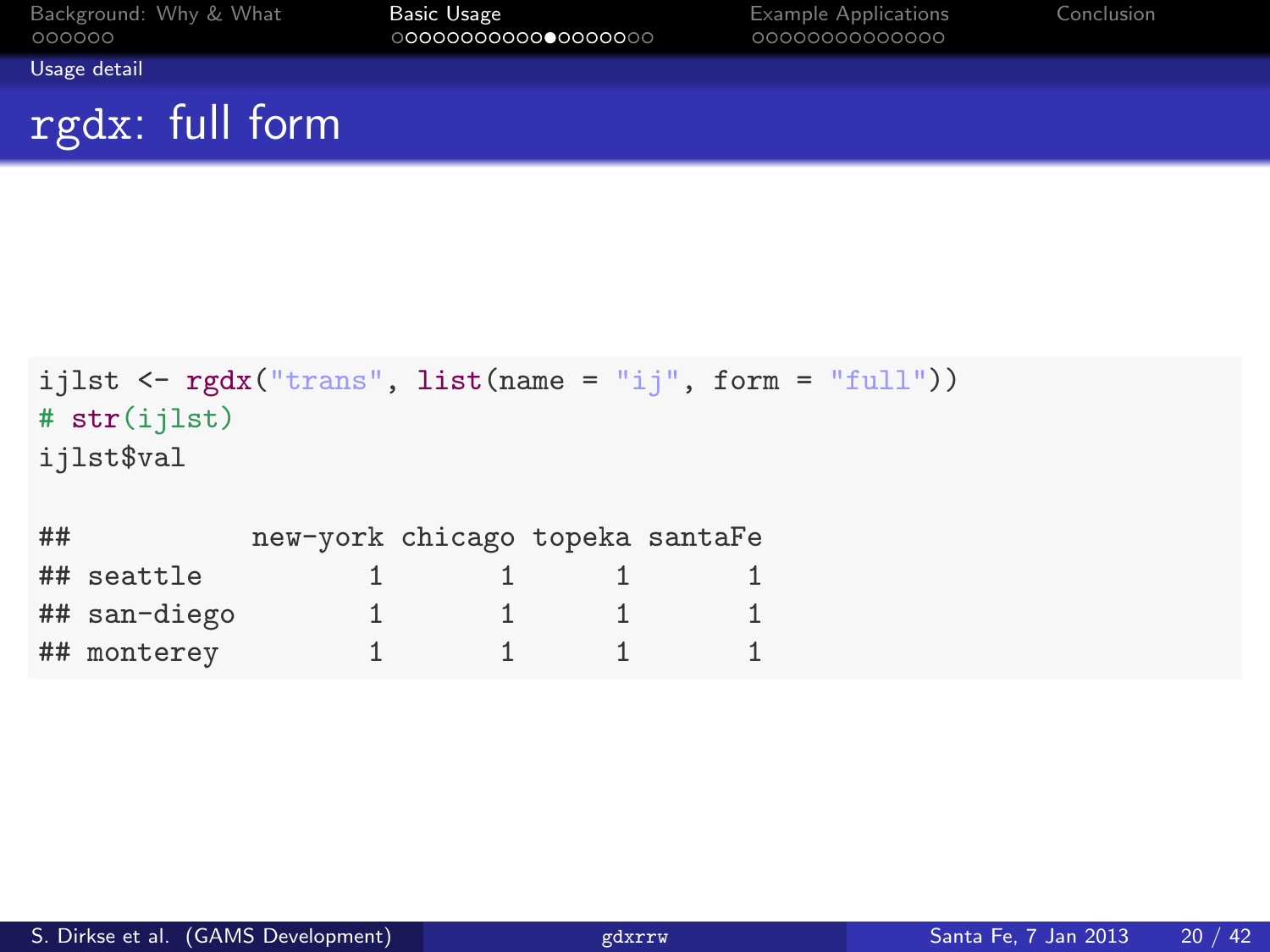# rgdx: full form

```
ijlst <- rgdx("trans", list(name = "ij", form = "full"))
# str(ijlst)
ijlst$val

##           new-york chicago topeka santaFe
## seattle          1       1      1       1
## san-diego        1       1      1       1
## monterey         1       1      1       1
```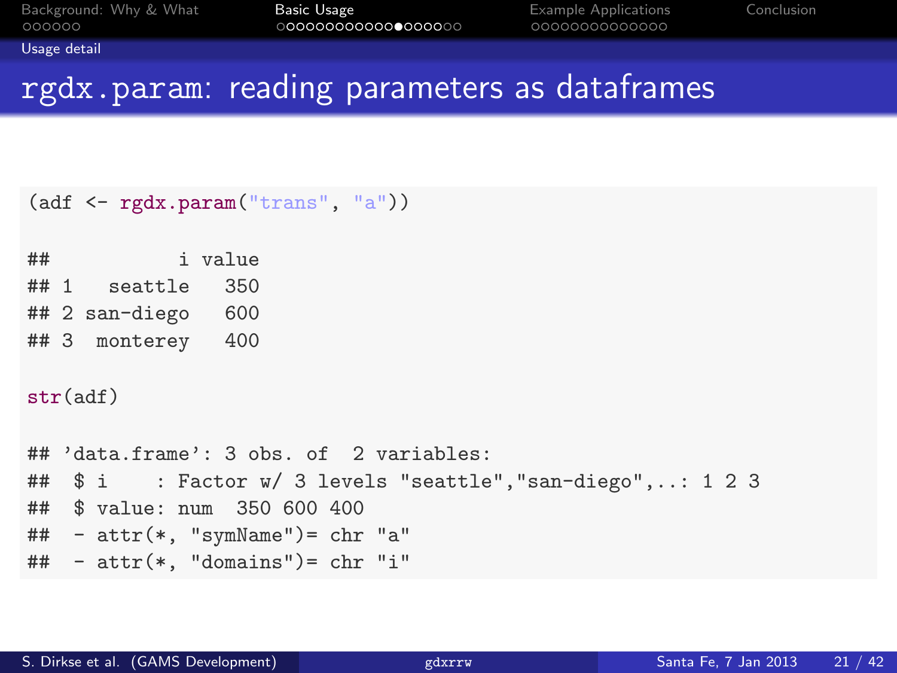# rgdx.param: reading parameters as dataframes

```
(adf <- rgdx.param("trans", "a"))

##           i value
## 1   seattle   350
## 2 san-diego   600
## 3  monterey   400

str(adf)

## 'data.frame': 3 obs. of  2 variables:
##  $ i    : Factor w/ 3 levels "seattle","san-diego",..: 1 2 3
##  $ value: num  350 600 400
##  - attr(*, "symName")= chr "a"
##  - attr(*, "domains")= chr "i"
```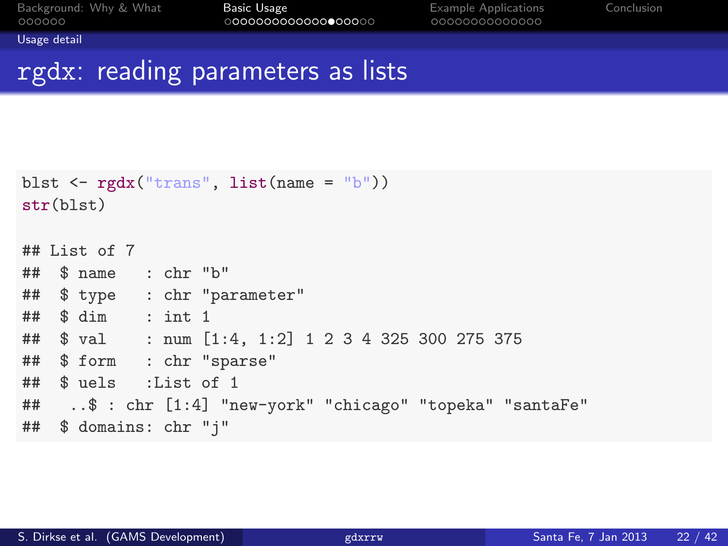# rgdx: reading parameters as lists

```
blst <- rgdx("trans", list(name = "b"))
str(blst)

## List of 7
##  $ name   : chr "b"
##  $ type   : chr "parameter"
##  $ dim    : int 1
##  $ val    : num [1:4, 1:2] 1 2 3 4 325 300 275 375
##  $ form   : chr "sparse"
##  $ uels   :List of 1
##   ..$ : chr [1:4] "new-york" "chicago" "topeka" "santaFe"
##  $ domains: chr "j"
```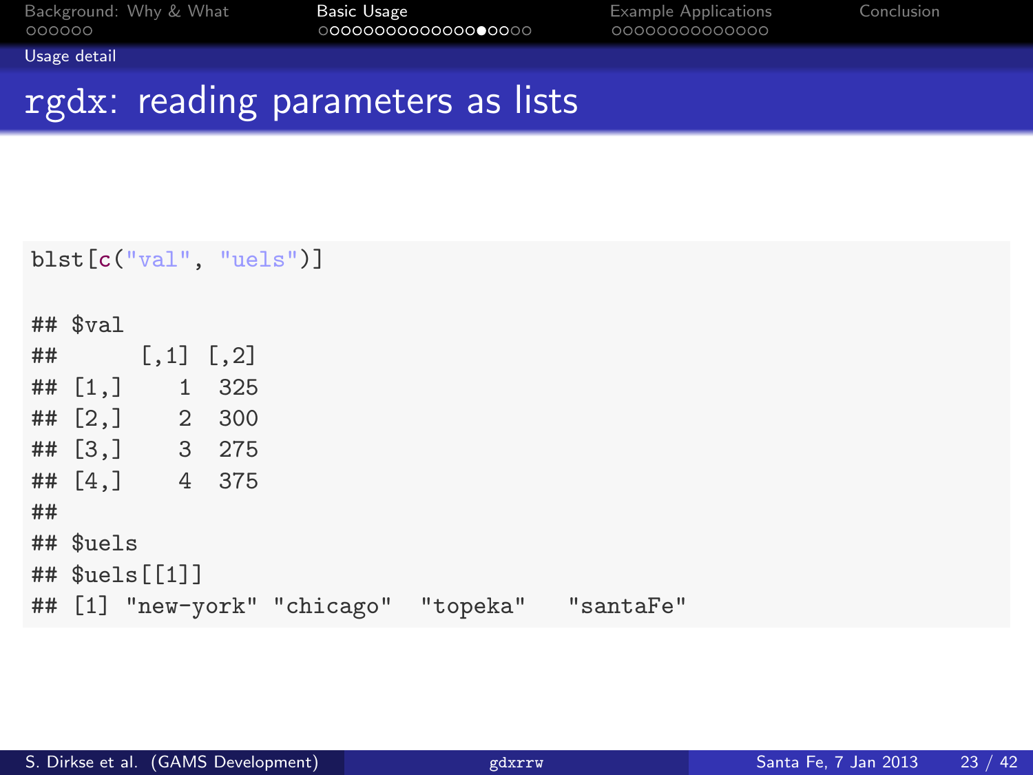# rgdx: reading parameters as lists

```
blst[c("val", "uels")]

## $val
##      [,1] [,2]
## [1,]    1  325
## [2,]    2  300
## [3,]    3  275
## [4,]    4  375
##
## $uels
## $uels[[1]]
## [1] "new-york" "chicago"  "topeka"   "santaFe"
```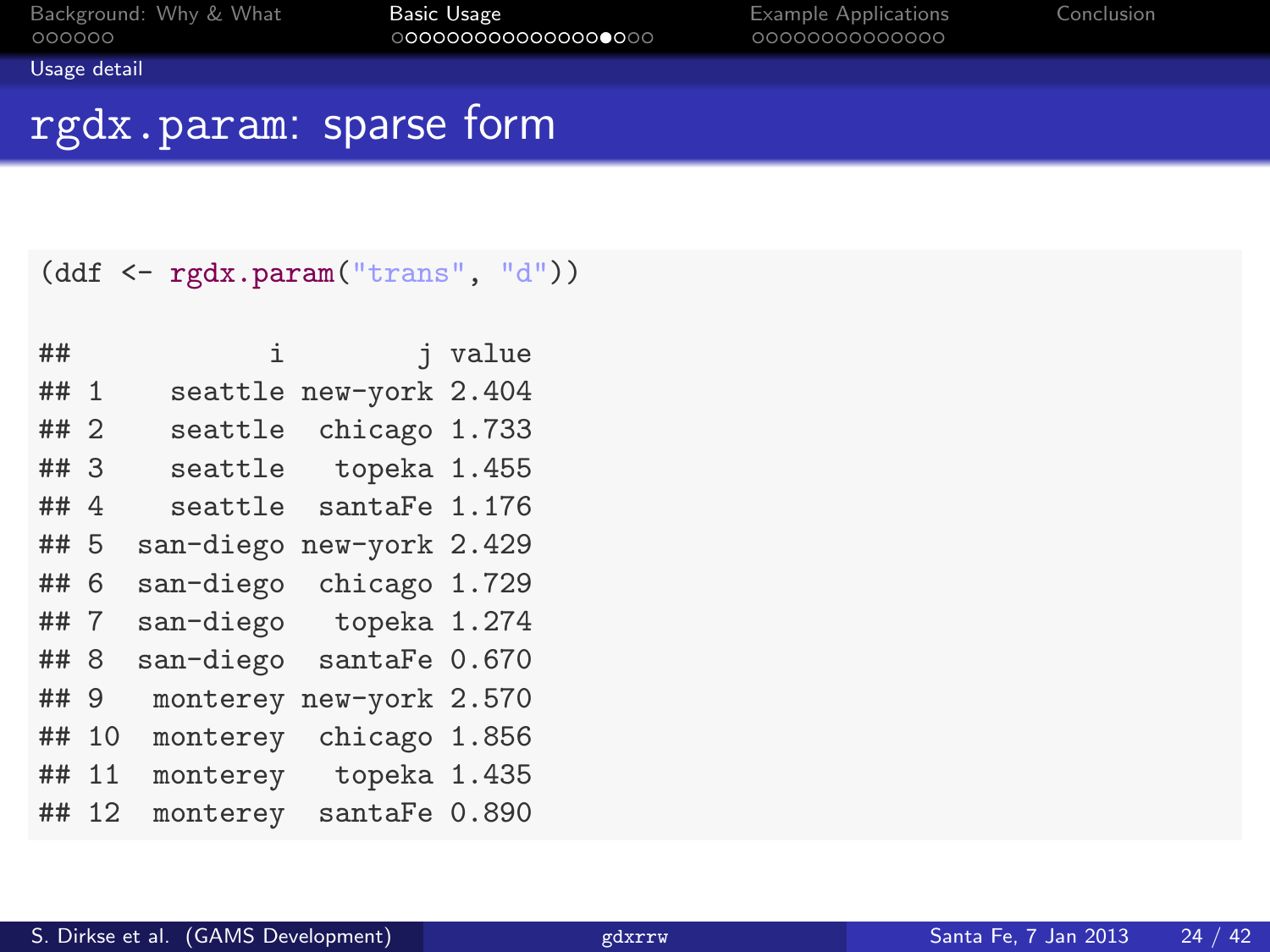# rgdx.param: sparse form

```
(ddf <- rgdx.param("trans", "d"))

##            i        j value
## 1     seattle new-york 2.404
## 2     seattle  chicago 1.733
## 3     seattle   topeka 1.455
## 4     seattle  santaFe 1.176
## 5   san-diego new-york 2.429
## 6   san-diego  chicago 1.729
## 7   san-diego   topeka 1.274
## 8   san-diego  santaFe 0.670
## 9    monterey new-york 2.570
## 10   monterey  chicago 1.856
## 11   monterey   topeka 1.435
## 12   monterey  santaFe 0.890
```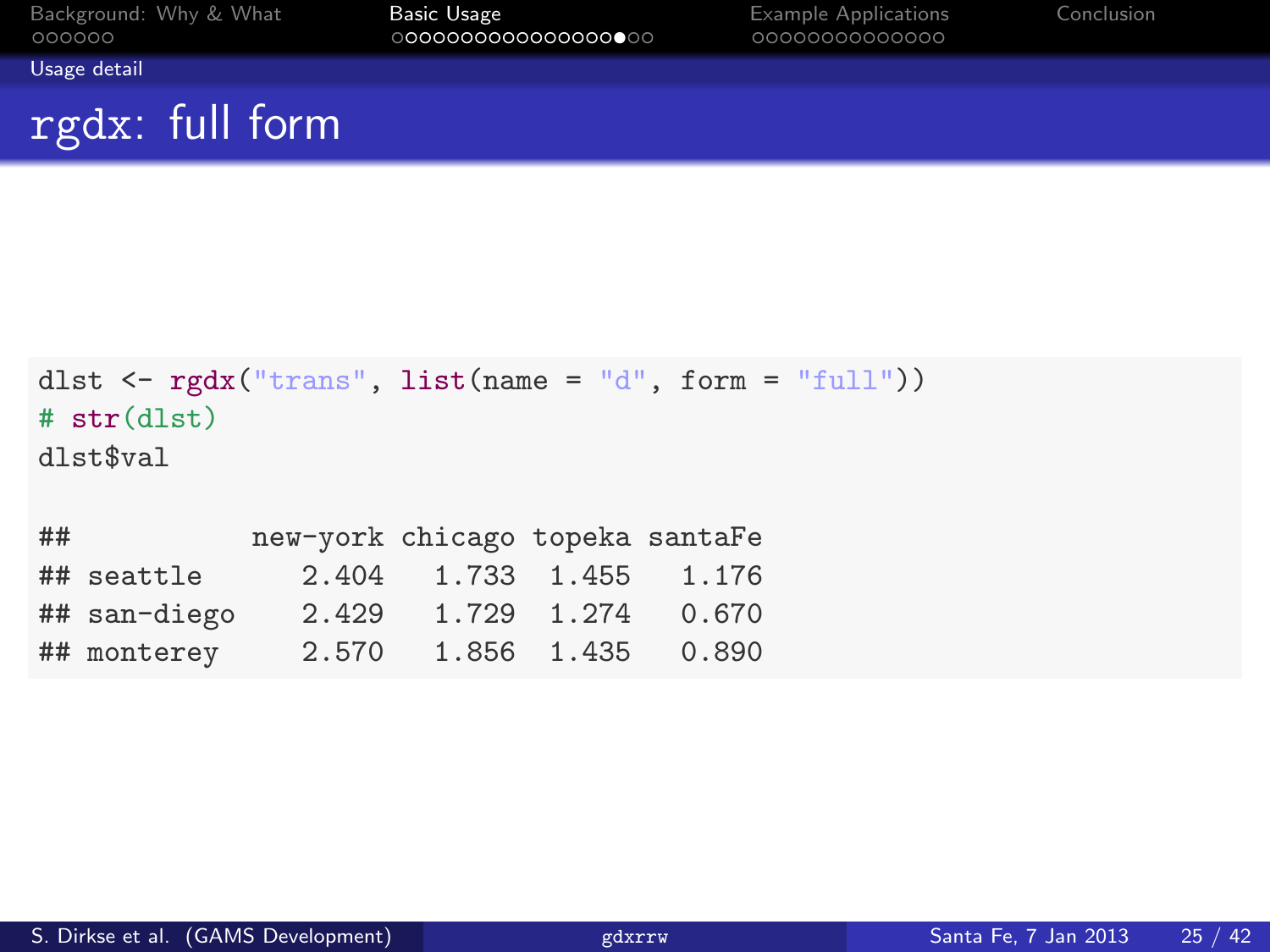# rgdx: full form

```
dlst <- rgdx("trans", list(name = "d", form = "full"))
# str(dlst)
dlst$val

##           new-york chicago topeka santaFe
## seattle      2.404   1.733  1.455   1.176
## san-diego    2.429   1.729  1.274   0.670
## monterey     2.570   1.856  1.435   0.890
```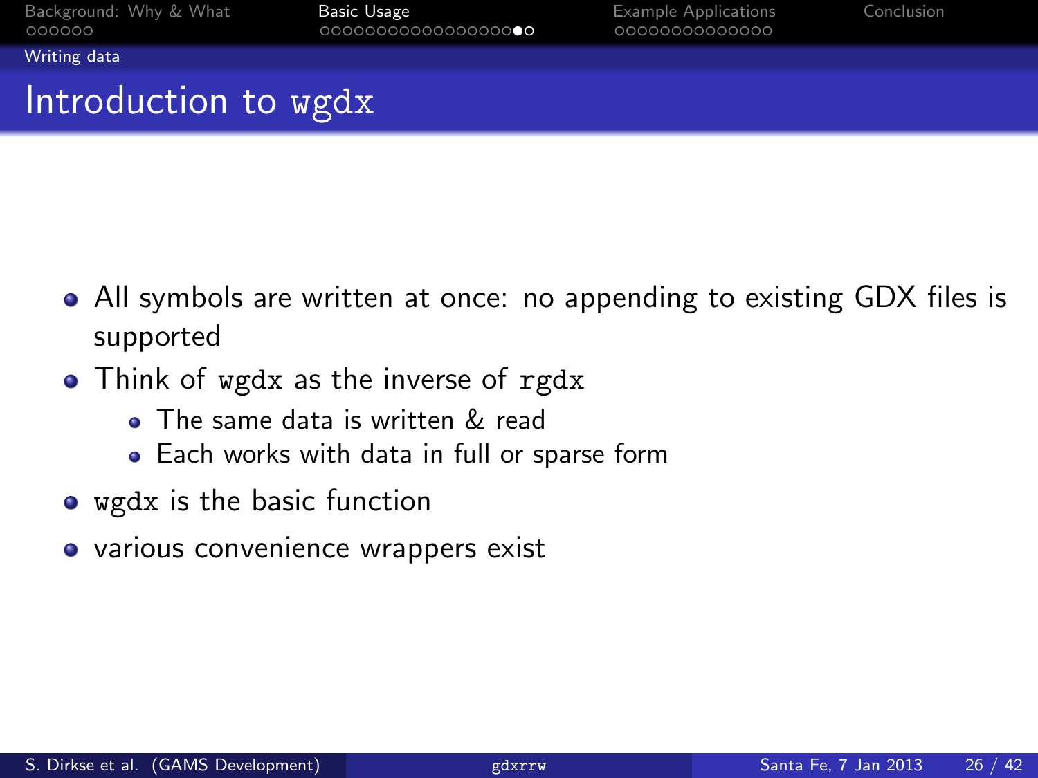## Introduction to `wgdx`

- All symbols are written at once: no appending to existing GDX files is supported
- Think of `wgdx` as the inverse of `rgdx`
  - The same data is written & read
  - Each works with data in full or sparse form
- `wgdx` is the basic function
- various convenience wrappers exist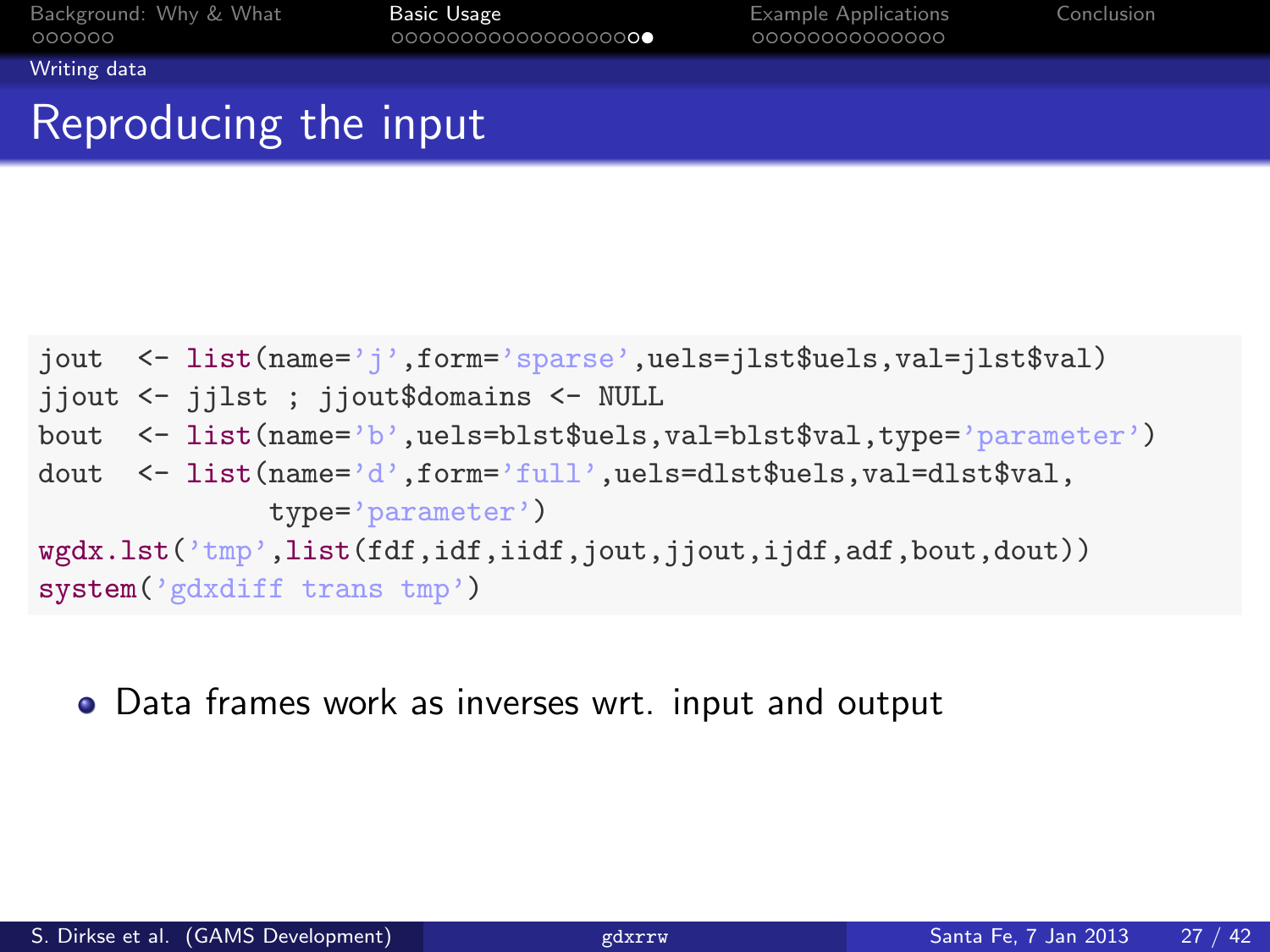## Writing data

# Reproducing the input

```r
jout  <- list(name='j',form='sparse',uels=jlst$uels,val=jlst$val)
jjout <- jjlst ; jjout$domains <- NULL
bout  <- list(name='b',uels=blst$uels,val=blst$val,type='parameter')
dout  <- list(name='d',form='full',uels=dlst$uels,val=dlst$val,
              type='parameter')
wgdx.lst('tmp',list(fdf,idf,iidf,jout,jjout,ijdf,adf,bout,dout))
system('gdxdiff trans tmp')
```

- Data frames work as inverses wrt. input and output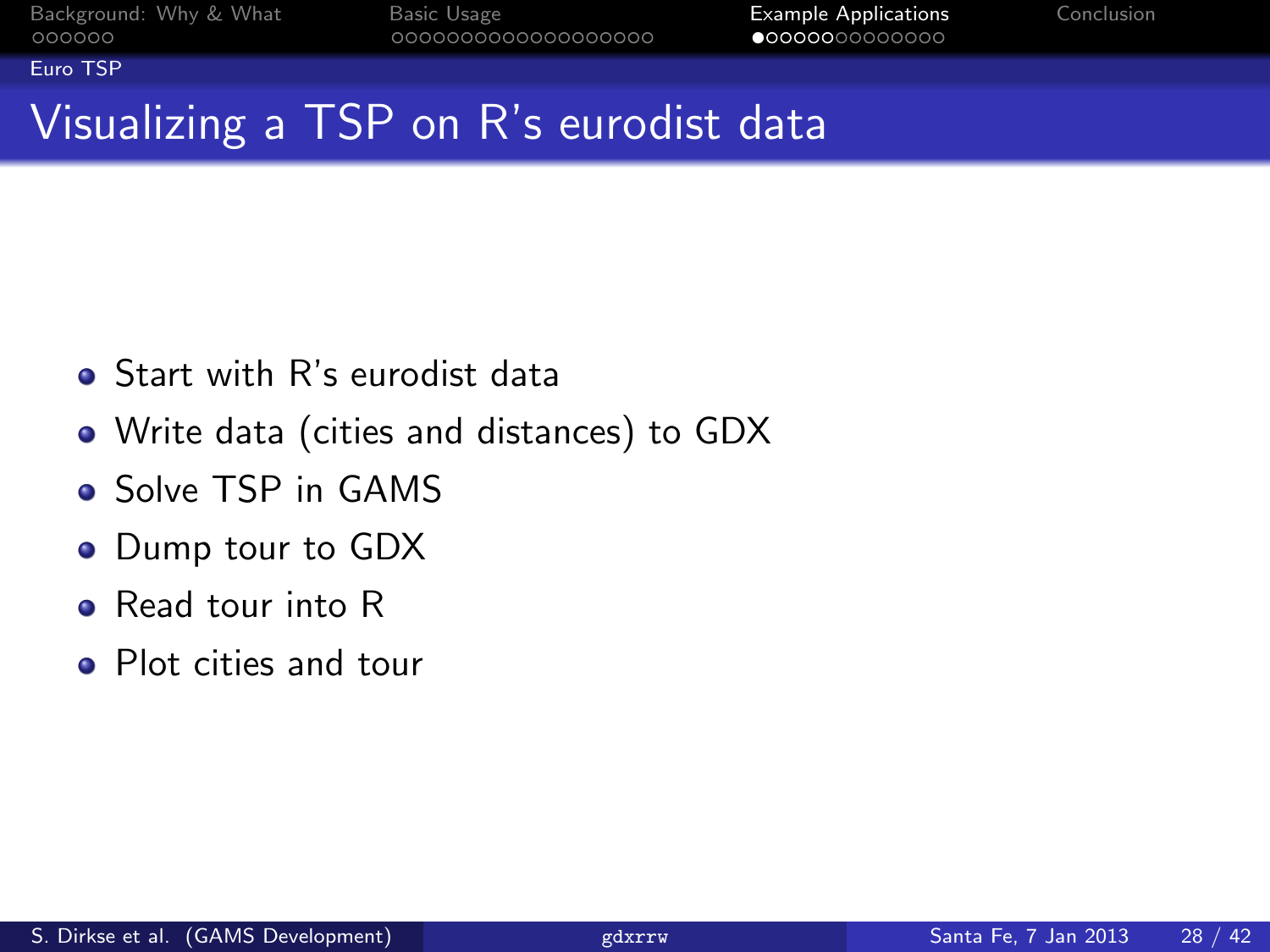# Visualizing a TSP on R's eurodist data

- Start with R's eurodist data
- Write data (cities and distances) to GDX
- Solve TSP in GAMS
- Dump tour to GDX
- Read tour into R
- Plot cities and tour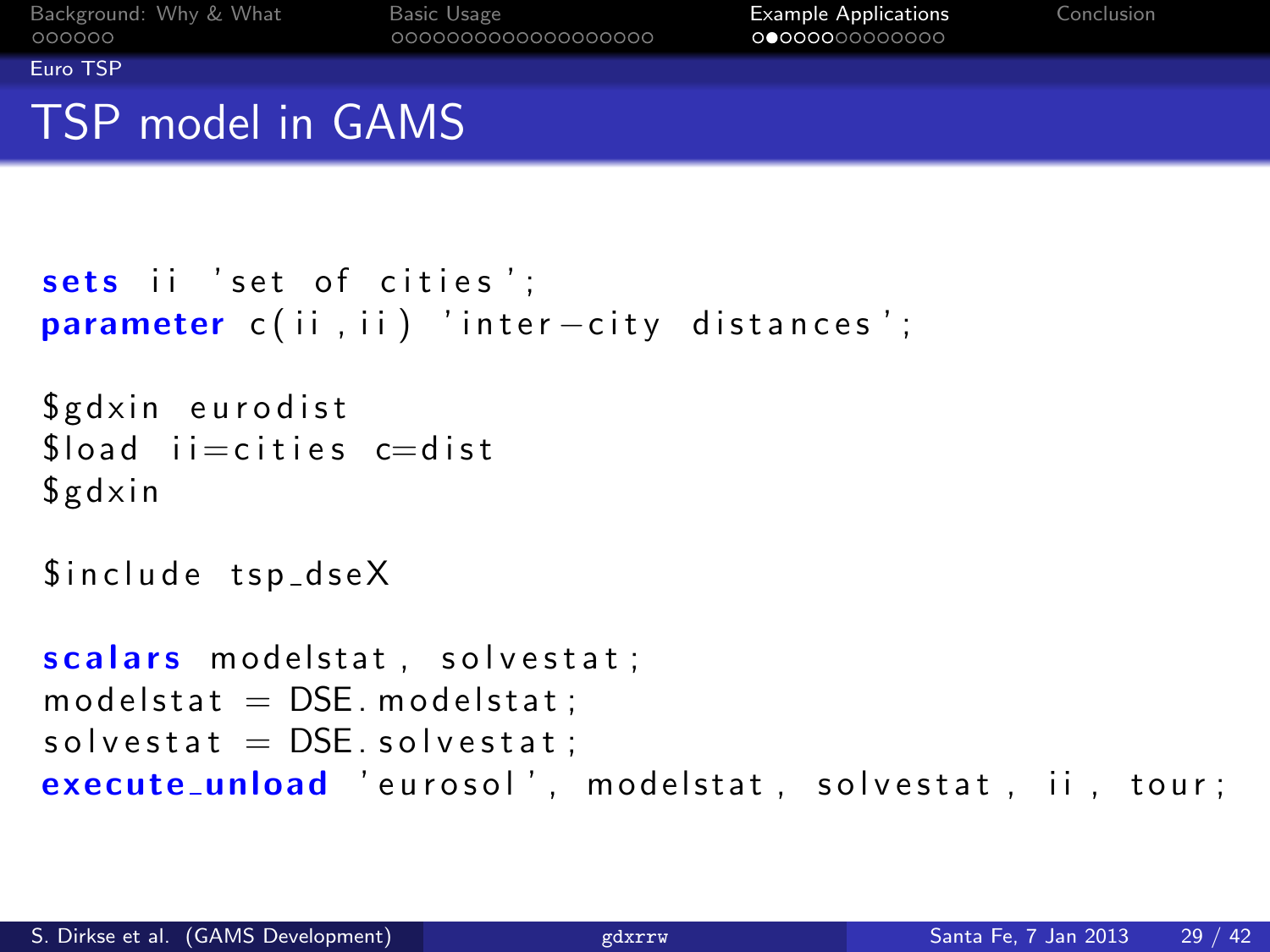## TSP model in GAMS

```
sets ii 'set of cities';
parameter c(ii,ii) 'inter-city distances';

$gdxin eurodist
$load ii=cities c=dist
$gdxin

$include tsp_dseX

scalars modelstat, solvestat;
modelstat = DSE.modelstat;
solvestat = DSE.solvestat;
execute_unload 'eurosol', modelstat, solvestat, ii, tour;
```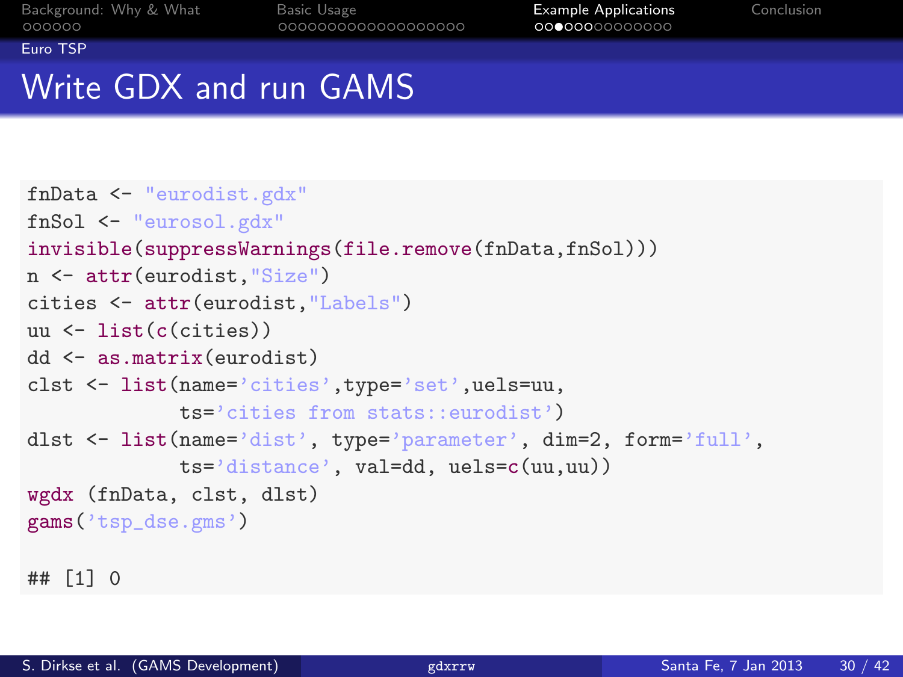Euro TSP

# Write GDX and run GAMS

```
fnData <- "eurodist.gdx"
fnSol <- "eurosol.gdx"
invisible(suppressWarnings(file.remove(fnData,fnSol)))
n <- attr(eurodist,"Size")
cities <- attr(eurodist,"Labels")
uu <- list(c(cities))
dd <- as.matrix(eurodist)
clst <- list(name='cities',type='set',uels=uu,
             ts='cities from stats::eurodist')
dlst <- list(name='dist', type='parameter', dim=2, form='full',
             ts='distance', val=dd, uels=c(uu,uu))
wgdx (fnData, clst, dlst)
gams('tsp_dse.gms')

## [1] 0
```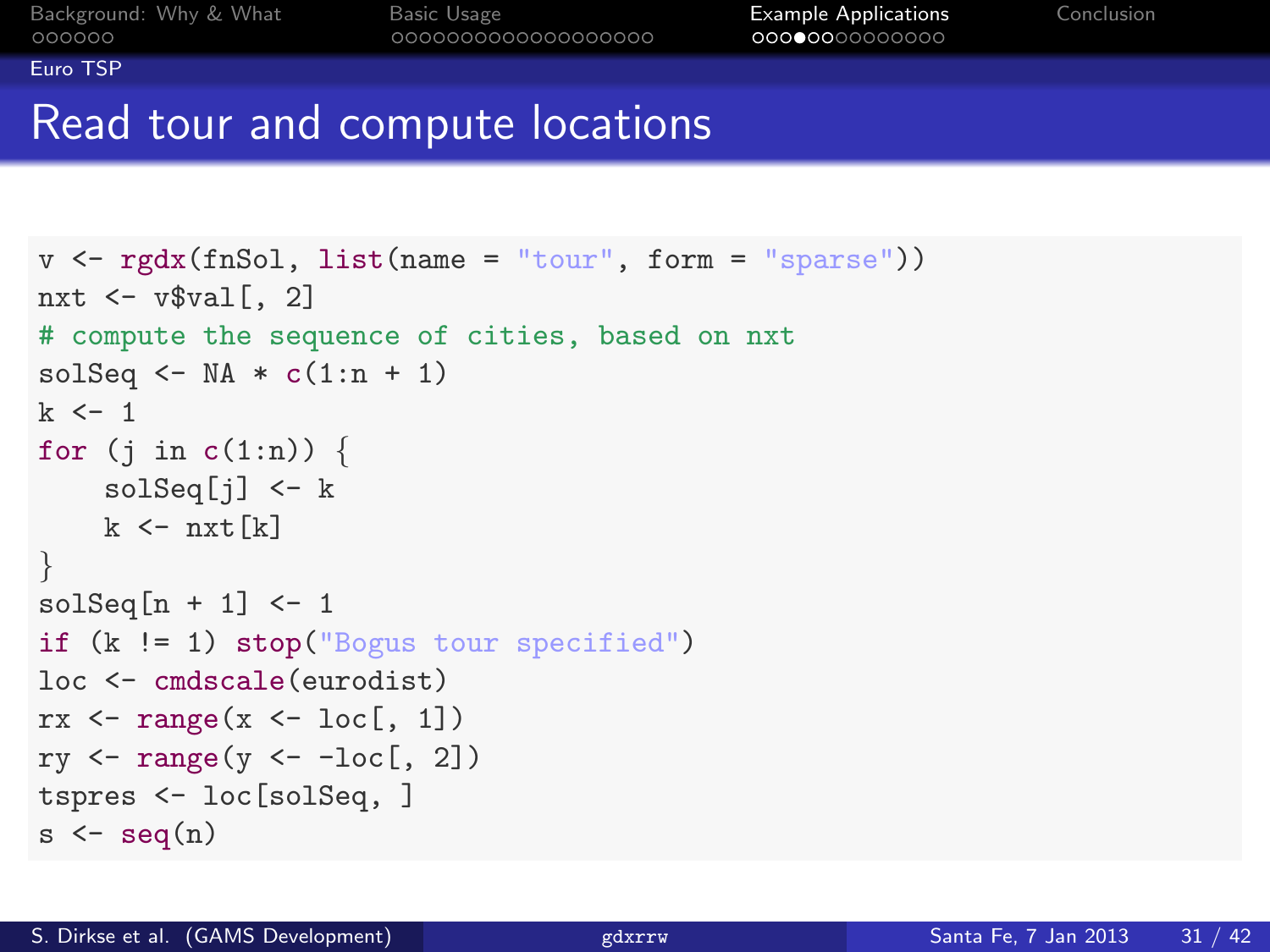## Read tour and compute locations

```r
v <- rgdx(fnSol, list(name = "tour", form = "sparse"))
nxt <- v$val[, 2]
# compute the sequence of cities, based on nxt
solSeq <- NA * c(1:n + 1)
k <- 1
for (j in c(1:n)) {
    solSeq[j] <- k
    k <- nxt[k]
}
solSeq[n + 1] <- 1
if (k != 1) stop("Bogus tour specified")
loc <- cmdscale(eurodist)
rx <- range(x <- loc[, 1])
ry <- range(y <- -loc[, 2])
tspres <- loc[solSeq, ]
s <- seq(n)
```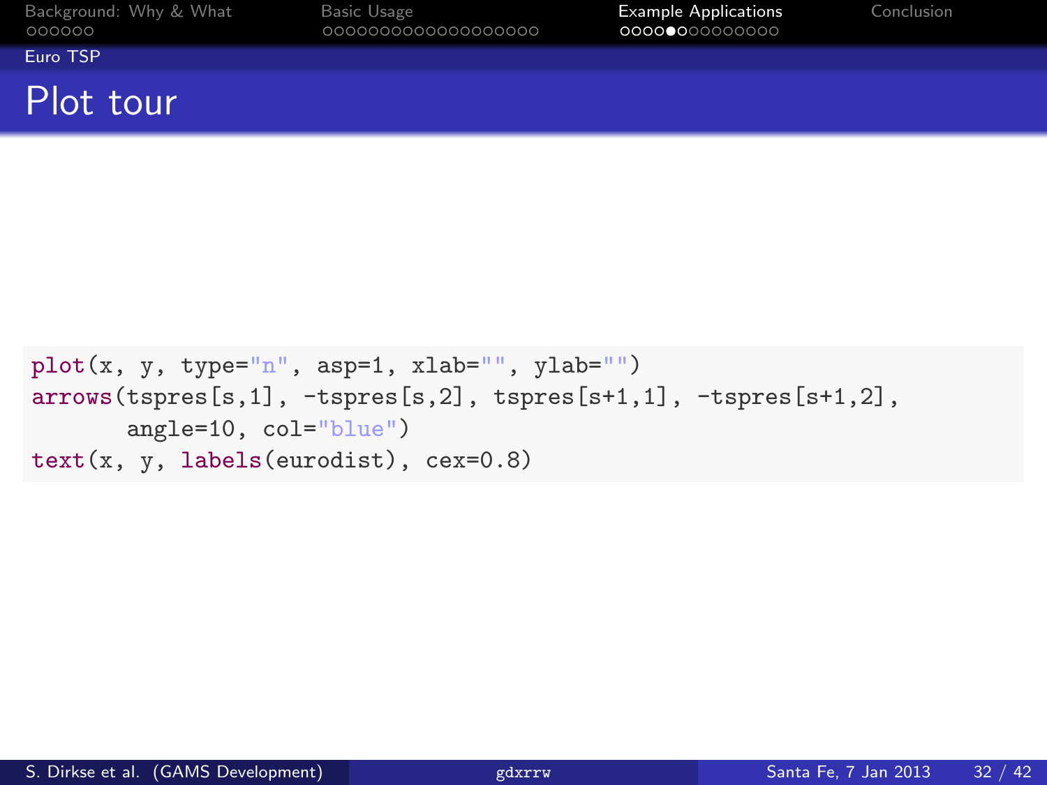## Plot tour

```
plot(x, y, type="n", asp=1, xlab="", ylab="")
arrows(tspres[s,1], -tspres[s,2], tspres[s+1,1], -tspres[s+1,2],
       angle=10, col="blue")
text(x, y, labels(eurodist), cex=0.8)
```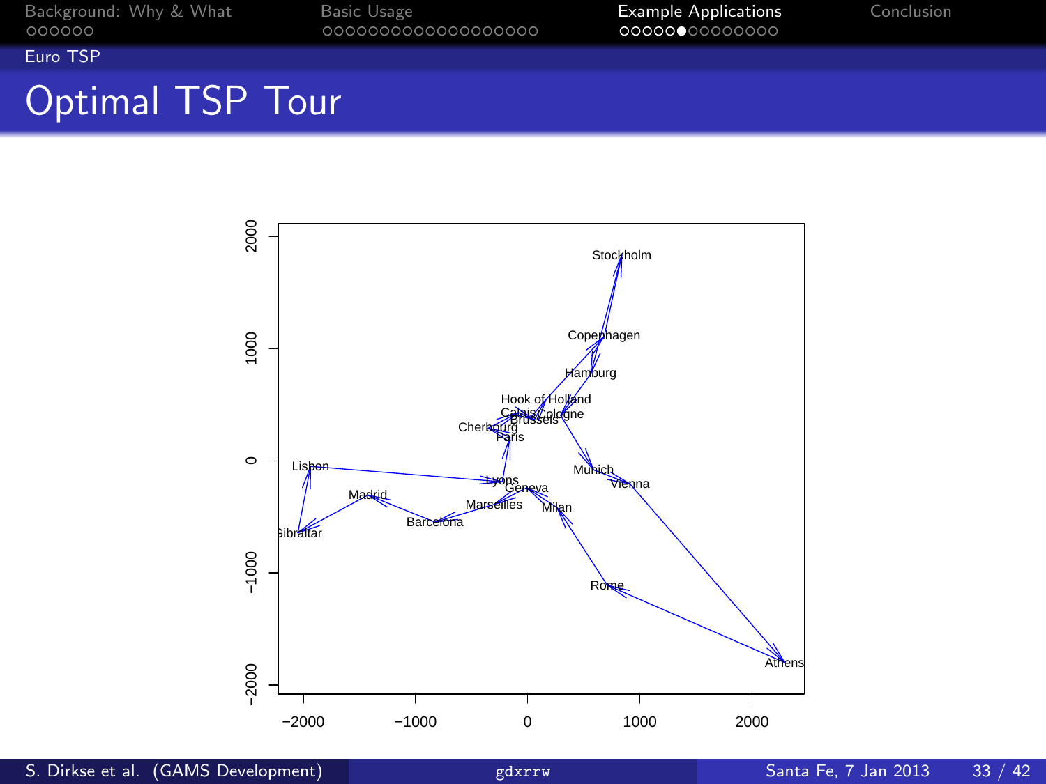# Optimal TSP Tour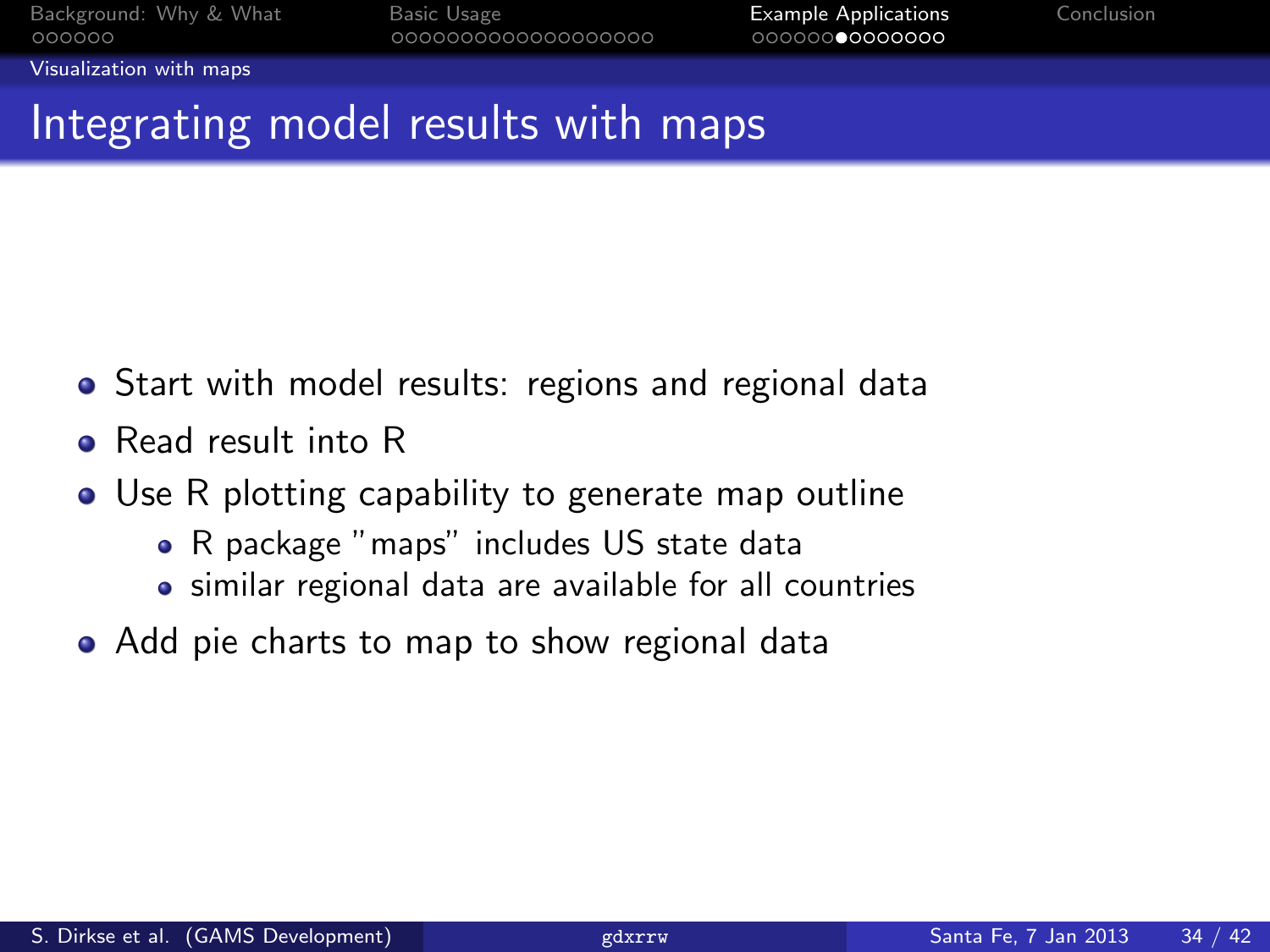# Integrating model results with maps

- Start with model results: regions and regional data
- Read result into R
- Use R plotting capability to generate map outline
  - R package "maps" includes US state data
  - similar regional data are available for all countries
- Add pie charts to map to show regional data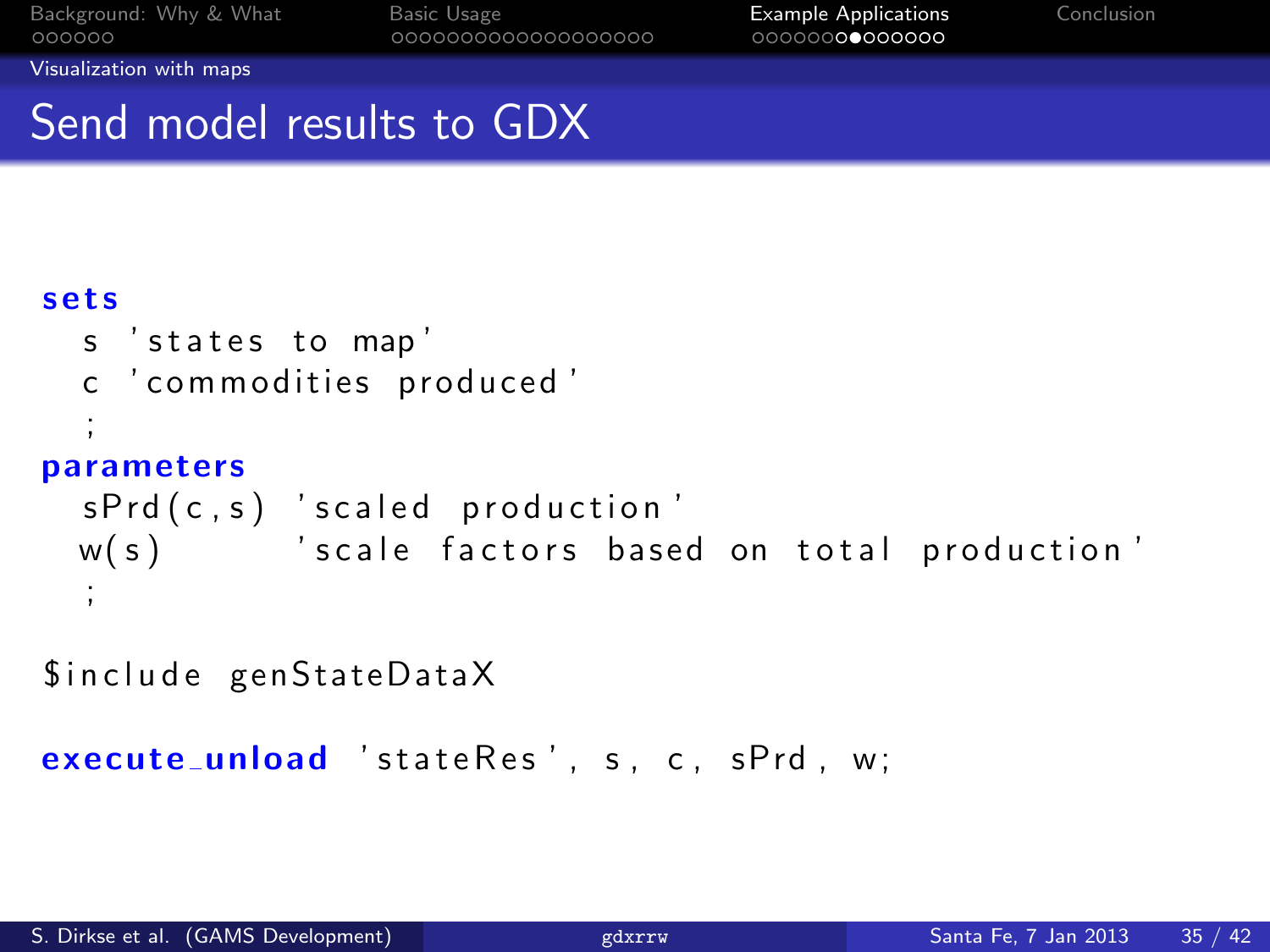# Send model results to GDX

```
sets
  s 'states to map'
  c 'commodities produced'
  ;
parameters
  sPrd(c,s) 'scaled production'
  w(s)      'scale factors based on total production'
  ;

$include genStateDataX

execute_unload 'stateRes', s, c, sPrd, w;
```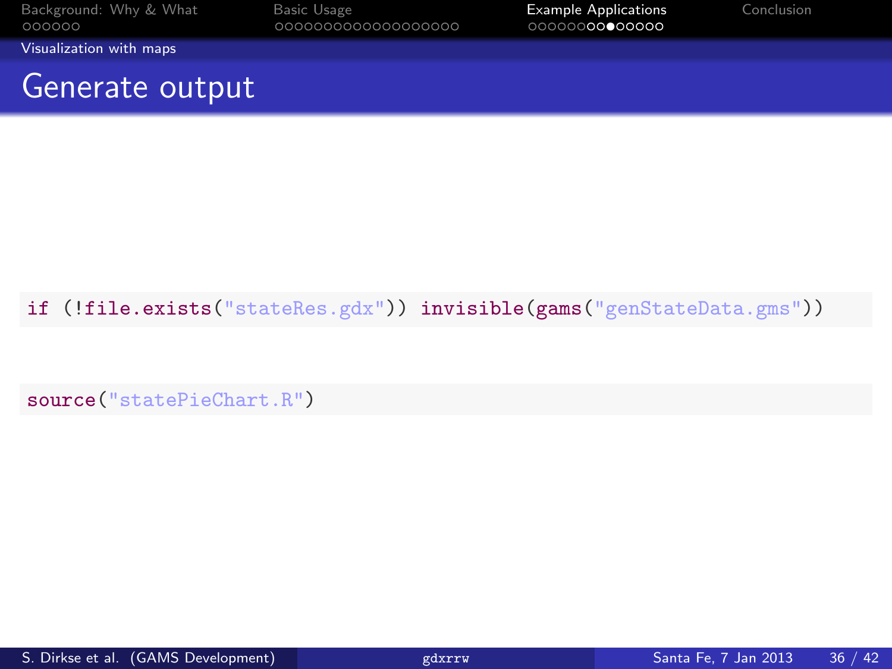## Generate output

```
if (!file.exists("stateRes.gdx")) invisible(gams("genStateData.gms"))
```

```
source("statePieChart.R")
```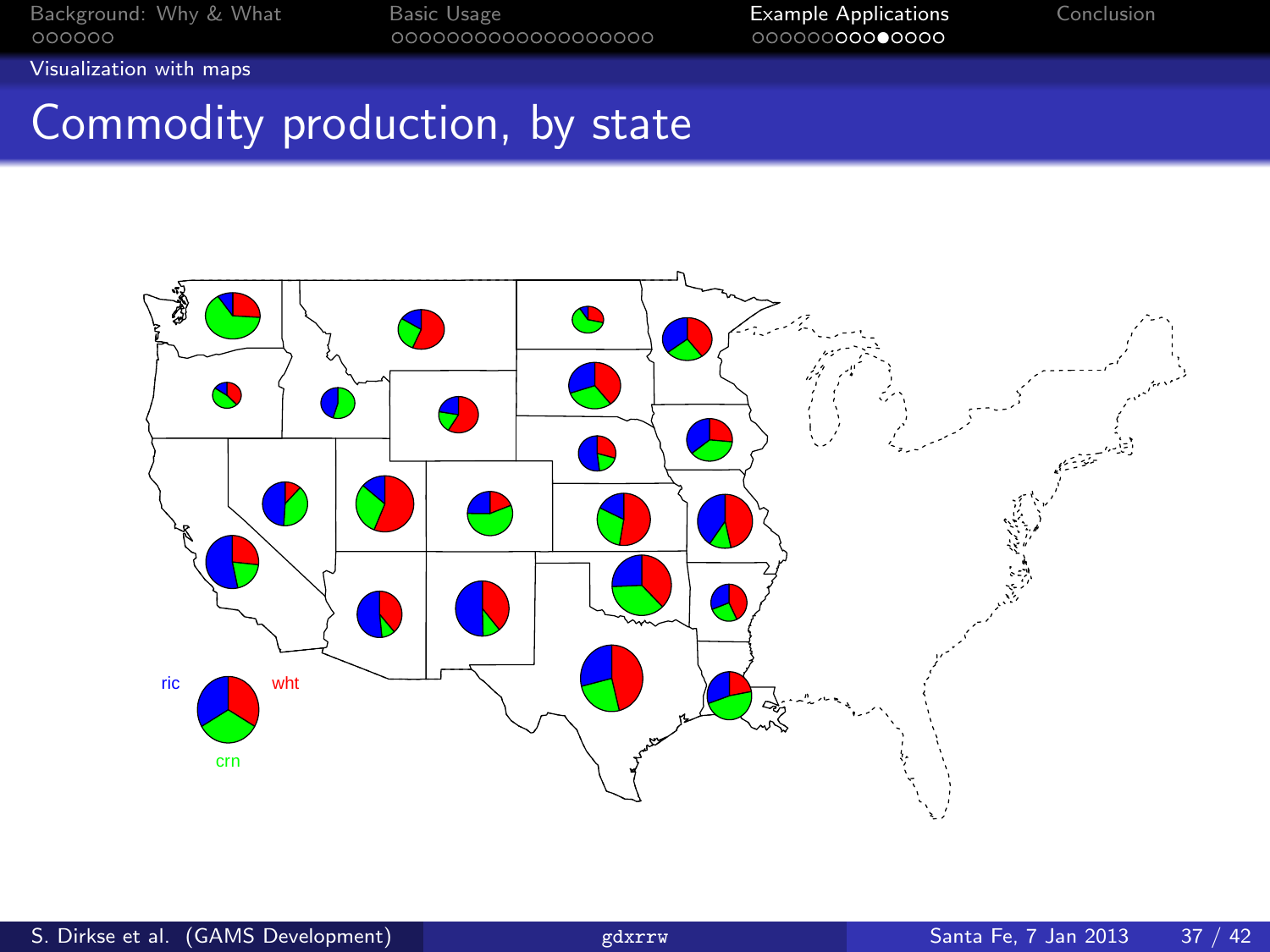# Commodity production, by state

ric wht crn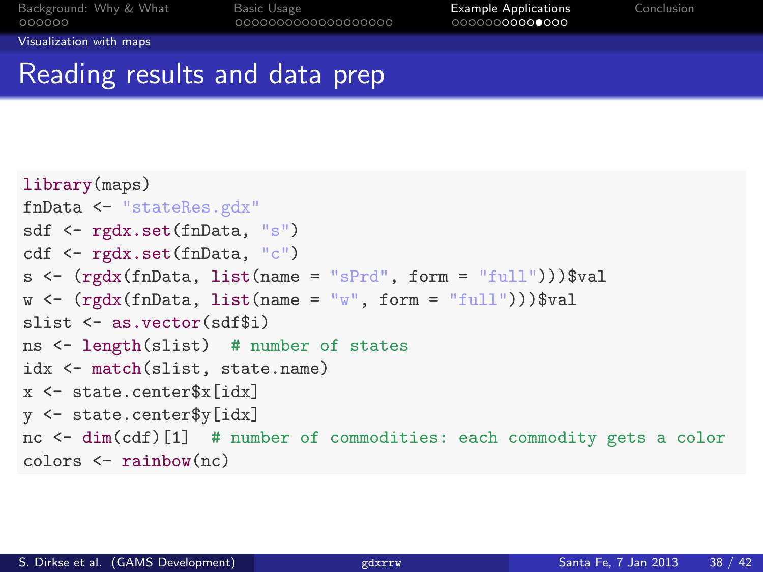## Reading results and data prep

```r
library(maps)
fnData <- "stateRes.gdx"
sdf <- rgdx.set(fnData, "s")
cdf <- rgdx.set(fnData, "c")
s <- (rgdx(fnData, list(name = "sPrd", form = "full")))$val
w <- (rgdx(fnData, list(name = "w", form = "full")))$val
slist <- as.vector(sdf$i)
ns <- length(slist)  # number of states
idx <- match(slist, state.name)
x <- state.center$x[idx]
y <- state.center$y[idx]
nc <- dim(cdf)[1]  # number of commodities: each commodity gets a color
colors <- rainbow(nc)
```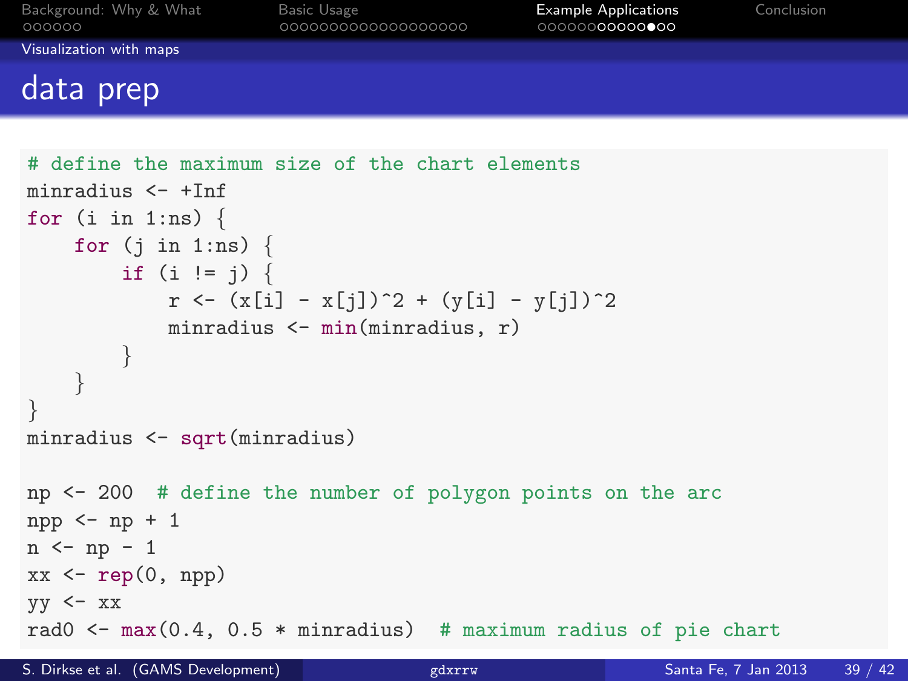## data prep

```
# define the maximum size of the chart elements
minradius <- +Inf
for (i in 1:ns) {
    for (j in 1:ns) {
        if (i != j) {
            r <- (x[i] - x[j])^2 + (y[i] - y[j])^2
            minradius <- min(minradius, r)
        }
    }
}
minradius <- sqrt(minradius)

np <- 200  # define the number of polygon points on the arc
npp <- np + 1
n <- np - 1
xx <- rep(0, npp)
yy <- xx
rad0 <- max(0.4, 0.5 * minradius)  # maximum radius of pie chart
```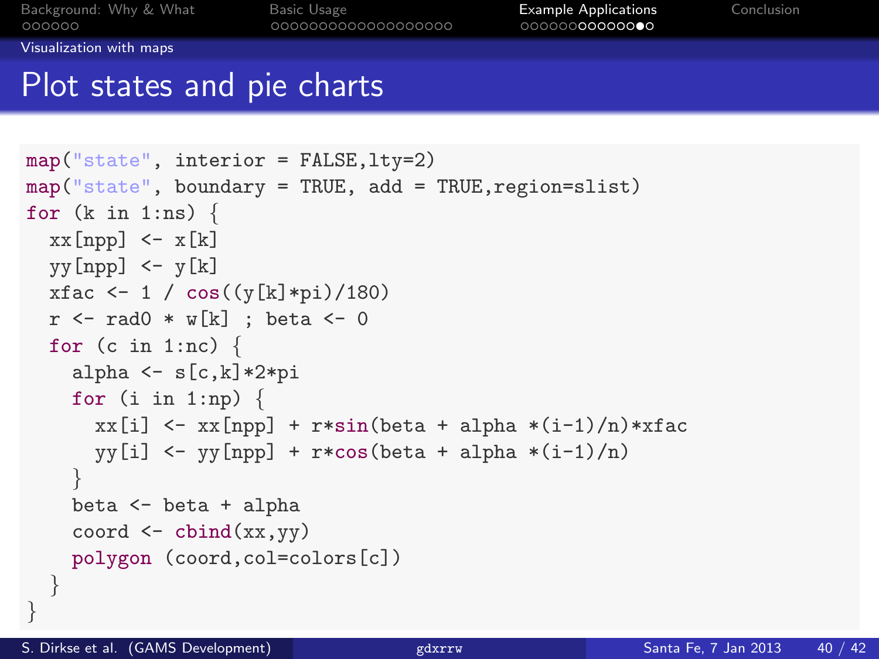## Visualization with maps

# Plot states and pie charts

```
map("state", interior = FALSE,lty=2)
map("state", boundary = TRUE, add = TRUE,region=slist)
for (k in 1:ns) {
  xx[npp] <- x[k]
  yy[npp] <- y[k]
  xfac <- 1 / cos((y[k]*pi)/180)
  r <- rad0 * w[k] ; beta <- 0
  for (c in 1:nc) {
    alpha <- s[c,k]*2*pi
    for (i in 1:np) {
      xx[i] <- xx[npp] + r*sin(beta + alpha *(i-1)/n)*xfac
      yy[i] <- yy[npp] + r*cos(beta + alpha *(i-1)/n)
    }
    beta <- beta + alpha
    coord <- cbind(xx,yy)
    polygon (coord,col=colors[c])
  }
}
```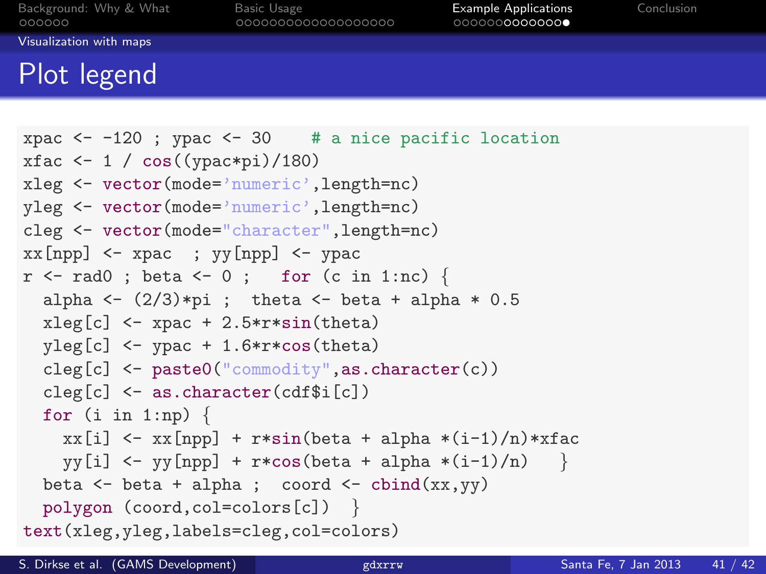## Plot legend

```
xpac <- -120 ; ypac <- 30    # a nice pacific location
xfac <- 1 / cos((ypac*pi)/180)
xleg <- vector(mode='numeric',length=nc)
yleg <- vector(mode='numeric',length=nc)
cleg <- vector(mode="character",length=nc)
xx[npp] <- xpac  ; yy[npp] <- ypac
r <- rad0 ; beta <- 0 ;   for (c in 1:nc) {
  alpha <- (2/3)*pi ;  theta <- beta + alpha * 0.5
  xleg[c] <- xpac + 2.5*r*sin(theta)
  yleg[c] <- ypac + 1.6*r*cos(theta)
  cleg[c] <- paste0("commodity",as.character(c))
  cleg[c] <- as.character(cdf$i[c])
  for (i in 1:np) {
    xx[i] <- xx[npp] + r*sin(beta + alpha *(i-1)/n)*xfac
    yy[i] <- yy[npp] + r*cos(beta + alpha *(i-1)/n)   }
  beta <- beta + alpha ;  coord <- cbind(xx,yy)
  polygon (coord,col=colors[c])  }
text(xleg,yleg,labels=cleg,col=colors)
```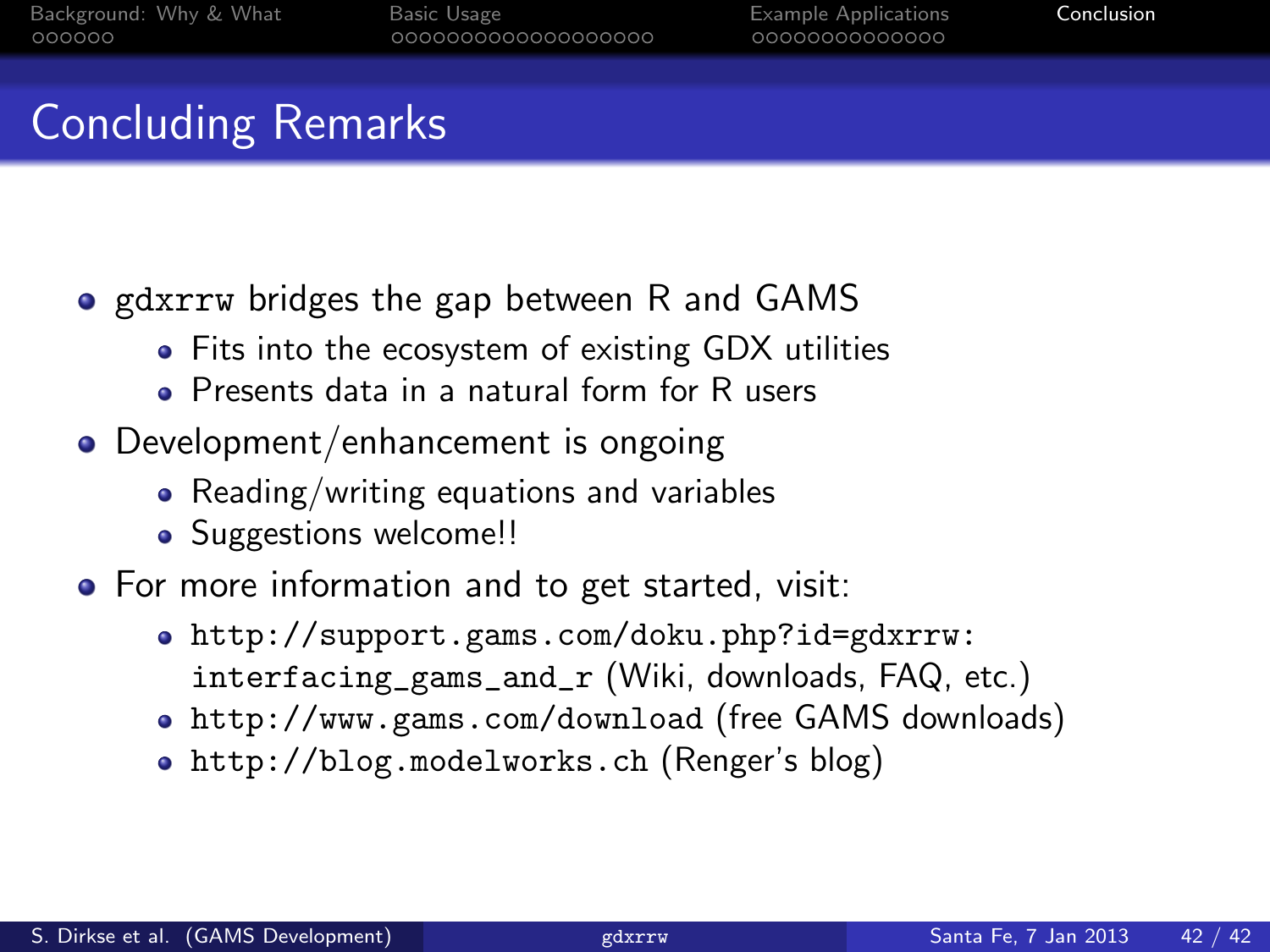# Concluding Remarks

- `gdxrrw` bridges the gap between R and GAMS
  - Fits into the ecosystem of existing GDX utilities
  - Presents data in a natural form for R users
- Development/enhancement is ongoing
  - Reading/writing equations and variables
  - Suggestions welcome!!
- For more information and to get started, visit:
  - `http://support.gams.com/doku.php?id=gdxrrw:interfacing_gams_and_r` (Wiki, downloads, FAQ, etc.)
  - `http://www.gams.com/download` (free GAMS downloads)
  - `http://blog.modelworks.ch` (Renger's blog)